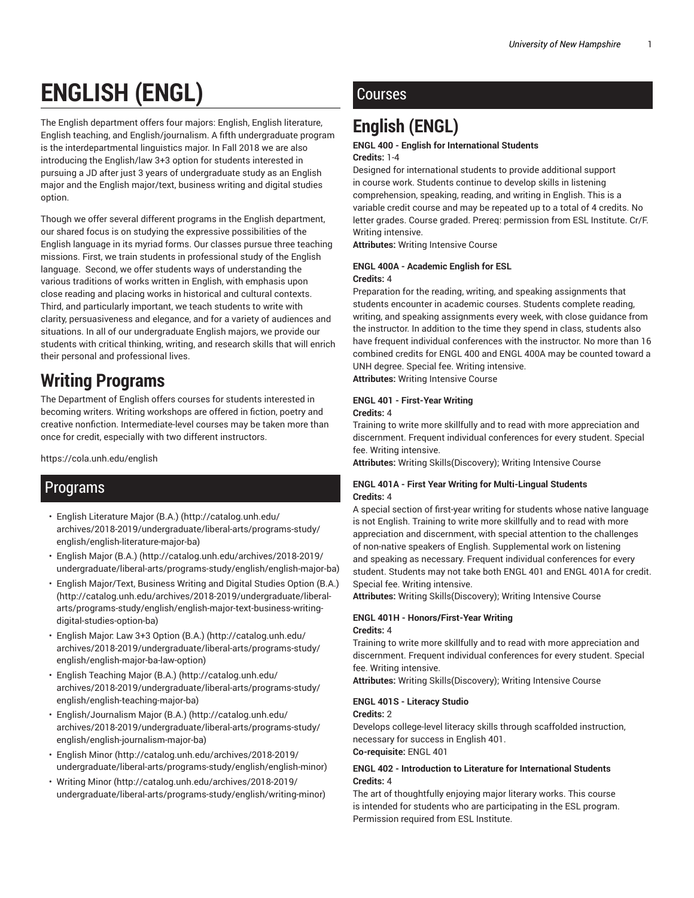# ENGLISH (ENGL)

The English department offers four majors: English, English literature, English teaching, and English/journalism. A fifth undergraduate program is the interdepartmental linguistics major. In Fall 2018 we are also introducing the English/law 3+3 option for students interested in pursuing a JD after just 3 years of undergraduate study as an English major and the English major/text, business writing and digital studies option.

Though we offer several different programs in the English department, our shared focus is on studying the expressive possibilities of the English language in its myriad forms. Our classes pursue three teaching missions. First, we train students in professional study of the English language. Second, we offer students ways of understanding the various traditions of works written in English, with emphasis upon close reading and placing works in historical and cultural contexts. Third, and particularly important, we teach students to write with clarity, persuasiveness and elegance, and for a variety of audiences and situations. In all of our undergraduate English majors, we provide our students with critical thinking, writing, and research skills that will enrich their personal and professional lives.

# Writing Programs

The Department of English offers courses for students interested in becoming writers. Writing workshops are offered in fiction, poetry and creative nonfiction. Intermediate-level courses may be taken more than once for credit, especially with two different instructors.

https://cola.unh.edu/english

## Programs

- English Literature Major (B.A.) (http://catalog.unh.edu/archives/2018-2019/undergraduate/liberal-arts/programs-study/english/english-literature-major-ba)
- English Major (B.A.) (http://catalog.unh.edu/archives/2018-2019/undergraduate/liberal-arts/programs-study/english/english-major-ba)
- English Major/Text, Business Writing and Digital Studies Option (B.A.) (http://catalog.unh.edu/archives/2018-2019/undergraduate/liberal-arts/programs-study/english/english-major-text-business-writing-digital-studies-option-ba)
- English Major: Law 3+3 Option (B.A.) (http://catalog.unh.edu/archives/2018-2019/undergraduate/liberal-arts/programs-study/english/english-major-ba-law-option)
- English Teaching Major (B.A.) (http://catalog.unh.edu/archives/2018-2019/undergraduate/liberal-arts/programs-study/english/english-teaching-major-ba)
- English/Journalism Major (B.A.) (http://catalog.unh.edu/archives/2018-2019/undergraduate/liberal-arts/programs-study/english/english-journalism-major-ba)
- English Minor (http://catalog.unh.edu/archives/2018-2019/undergraduate/liberal-arts/programs-study/english/english-minor)
- Writing Minor (http://catalog.unh.edu/archives/2018-2019/undergraduate/liberal-arts/programs-study/english/writing-minor)

## Courses

# English (ENGL)

**ENGL 400 - English for International Students**
**Credits:** 1-4
Designed for international students to provide additional support in course work. Students continue to develop skills in listening comprehension, speaking, reading, and writing in English. This is a variable credit course and may be repeated up to a total of 4 credits. No letter grades. Course graded. Prereq: permission from ESL Institute. Cr/F. Writing intensive.
**Attributes:** Writing Intensive Course

**ENGL 400A - Academic English for ESL**
**Credits:** 4
Preparation for the reading, writing, and speaking assignments that students encounter in academic courses. Students complete reading, writing, and speaking assignments every week, with close guidance from the instructor. In addition to the time they spend in class, students also have frequent individual conferences with the instructor. No more than 16 combined credits for ENGL 400 and ENGL 400A may be counted toward a UNH degree. Special fee. Writing intensive.
**Attributes:** Writing Intensive Course

**ENGL 401 - First-Year Writing**
**Credits:** 4
Training to write more skillfully and to read with more appreciation and discernment. Frequent individual conferences for every student. Special fee. Writing intensive.
**Attributes:** Writing Skills(Discovery); Writing Intensive Course

**ENGL 401A - First Year Writing for Multi-Lingual Students**
**Credits:** 4
A special section of first-year writing for students whose native language is not English. Training to write more skillfully and to read with more appreciation and discernment, with special attention to the challenges of non-native speakers of English. Supplemental work on listening and speaking as necessary. Frequent individual conferences for every student. Students may not take both ENGL 401 and ENGL 401A for credit. Special fee. Writing intensive.
**Attributes:** Writing Skills(Discovery); Writing Intensive Course

**ENGL 401H - Honors/First-Year Writing**
**Credits:** 4
Training to write more skillfully and to read with more appreciation and discernment. Frequent individual conferences for every student. Special fee. Writing intensive.
**Attributes:** Writing Skills(Discovery); Writing Intensive Course

**ENGL 401S - Literacy Studio**
**Credits:** 2
Develops college-level literacy skills through scaffolded instruction, necessary for success in English 401.
**Co-requisite:** ENGL 401

**ENGL 402 - Introduction to Literature for International Students**
**Credits:** 4
The art of thoughtfully enjoying major literary works. This course is intended for students who are participating in the ESL program. Permission required from ESL Institute.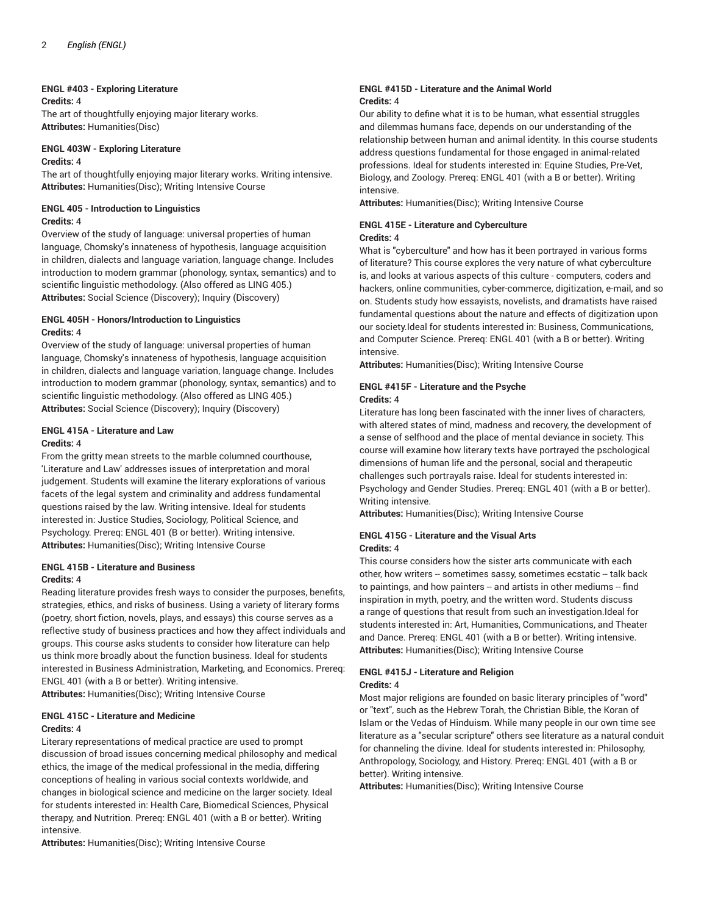#### ENGL #403 - Exploring Literature

**Credits:** 4

The art of thoughtfully enjoying major literary works.

**Attributes:** Humanities(Disc)

#### ENGL 403W - Exploring Literature

**Credits:** 4

The art of thoughtfully enjoying major literary works. Writing intensive.

**Attributes:** Humanities(Disc); Writing Intensive Course

#### ENGL 405 - Introduction to Linguistics

**Credits:** 4

Overview of the study of language: universal properties of human language, Chomsky's innateness of hypothesis, language acquisition in children, dialects and language variation, language change. Includes introduction to modern grammar (phonology, syntax, semantics) and to scientific linguistic methodology. (Also offered as LING 405.)

**Attributes:** Social Science (Discovery); Inquiry (Discovery)

#### ENGL 405H - Honors/Introduction to Linguistics

**Credits:** 4

Overview of the study of language: universal properties of human language, Chomsky's innateness of hypothesis, language acquisition in children, dialects and language variation, language change. Includes introduction to modern grammar (phonology, syntax, semantics) and to scientific linguistic methodology. (Also offered as LING 405.)

**Attributes:** Social Science (Discovery); Inquiry (Discovery)

#### ENGL 415A - Literature and Law

**Credits:** 4

From the gritty mean streets to the marble columned courthouse, 'Literature and Law' addresses issues of interpretation and moral judgement. Students will examine the literary explorations of various facets of the legal system and criminality and address fundamental questions raised by the law. Writing intensive. Ideal for students interested in: Justice Studies, Sociology, Political Science, and Psychology. Prereq: ENGL 401 (B or better). Writing intensive.

**Attributes:** Humanities(Disc); Writing Intensive Course

#### ENGL 415B - Literature and Business

**Credits:** 4

Reading literature provides fresh ways to consider the purposes, benefits, strategies, ethics, and risks of business. Using a variety of literary forms (poetry, short fiction, novels, plays, and essays) this course serves as a reflective study of business practices and how they affect individuals and groups. This course asks students to consider how literature can help us think more broadly about the function business. Ideal for students interested in Business Administration, Marketing, and Economics. Prereq: ENGL 401 (with a B or better). Writing intensive.

**Attributes:** Humanities(Disc); Writing Intensive Course

#### ENGL 415C - Literature and Medicine

**Credits:** 4

Literary representations of medical practice are used to prompt discussion of broad issues concerning medical philosophy and medical ethics, the image of the medical professional in the media, differing conceptions of healing in various social contexts worldwide, and changes in biological science and medicine on the larger society. Ideal for students interested in: Health Care, Biomedical Sciences, Physical therapy, and Nutrition. Prereq: ENGL 401 (with a B or better). Writing intensive.

**Attributes:** Humanities(Disc); Writing Intensive Course

#### ENGL #415D - Literature and the Animal World

**Credits:** 4

Our ability to define what it is to be human, what essential struggles and dilemmas humans face, depends on our understanding of the relationship between human and animal identity. In this course students address questions fundamental for those engaged in animal-related professions. Ideal for students interested in: Equine Studies, Pre-Vet, Biology, and Zoology. Prereq: ENGL 401 (with a B or better). Writing intensive.

**Attributes:** Humanities(Disc); Writing Intensive Course

#### ENGL 415E - Literature and Cyberculture

**Credits:** 4

What is "cyberculture" and how has it been portrayed in various forms of literature? This course explores the very nature of what cyberculture is, and looks at various aspects of this culture - computers, coders and hackers, online communities, cyber-commerce, digitization, e-mail, and so on. Students study how essayists, novelists, and dramatists have raised fundamental questions about the nature and effects of digitization upon our society.Ideal for students interested in: Business, Communications, and Computer Science. Prereq: ENGL 401 (with a B or better). Writing intensive.

**Attributes:** Humanities(Disc); Writing Intensive Course

#### ENGL #415F - Literature and the Psyche

**Credits:** 4

Literature has long been fascinated with the inner lives of characters, with altered states of mind, madness and recovery, the development of a sense of selfhood and the place of mental deviance in society. This course will examine how literary texts have portrayed the pschological dimensions of human life and the personal, social and therapeutic challenges such portrayals raise. Ideal for students interested in: Psychology and Gender Studies. Prereq: ENGL 401 (with a B or better). Writing intensive.

**Attributes:** Humanities(Disc); Writing Intensive Course

#### ENGL 415G - Literature and the Visual Arts

**Credits:** 4

This course considers how the sister arts communicate with each other, how writers -- sometimes sassy, sometimes ecstatic -- talk back to paintings, and how painters -- and artists in other mediums -- find inspiration in myth, poetry, and the written word. Students discuss a range of questions that result from such an investigation.Ideal for students interested in: Art, Humanities, Communications, and Theater and Dance. Prereq: ENGL 401 (with a B or better). Writing intensive.

**Attributes:** Humanities(Disc); Writing Intensive Course

#### ENGL #415J - Literature and Religion

**Credits:** 4

Most major religions are founded on basic literary principles of "word" or "text", such as the Hebrew Torah, the Christian Bible, the Koran of Islam or the Vedas of Hinduism. While many people in our own time see literature as a "secular scripture" others see literature as a natural conduit for channeling the divine. Ideal for students interested in: Philosophy, Anthropology, Sociology, and History. Prereq: ENGL 401 (with a B or better). Writing intensive.

**Attributes:** Humanities(Disc); Writing Intensive Course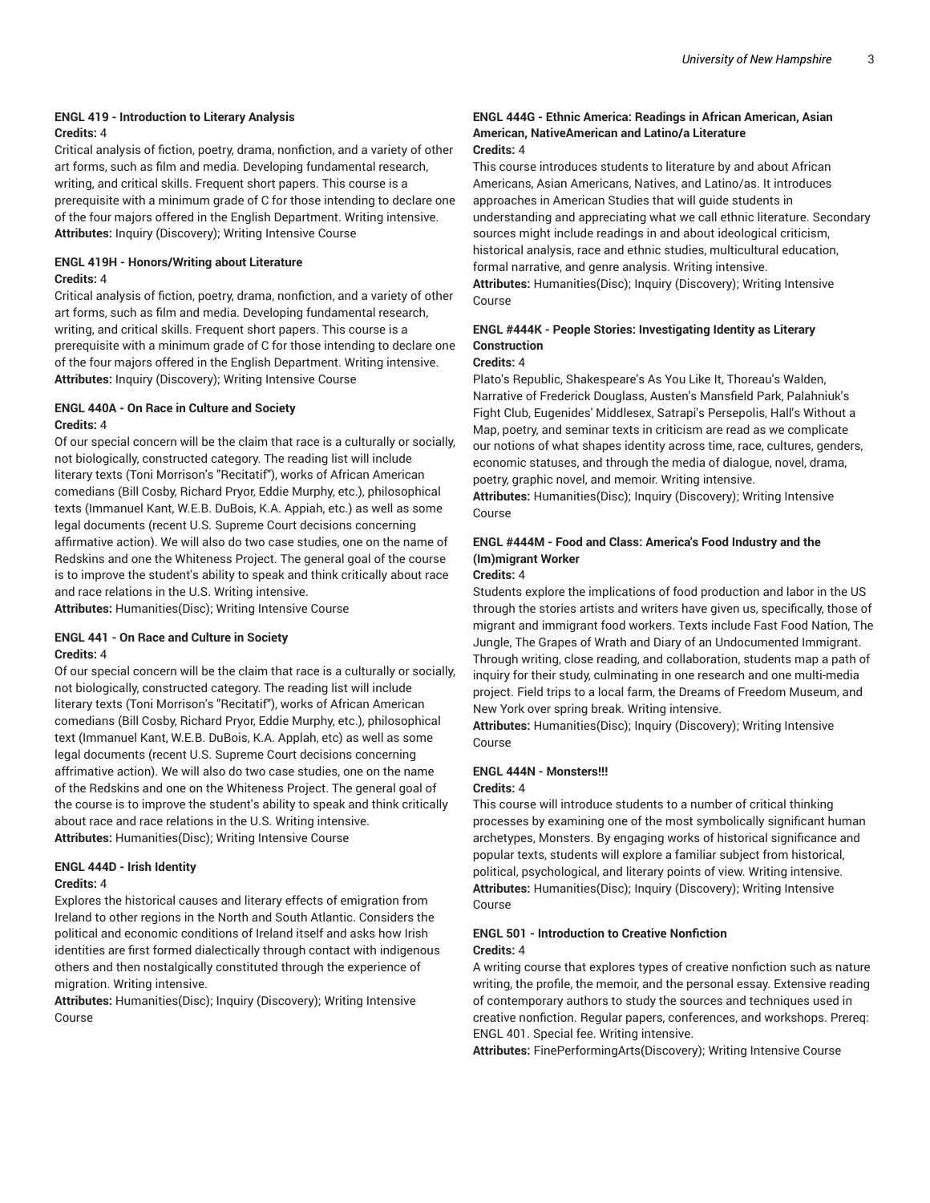#### ENGL 419 - Introduction to Literary Analysis

**Credits:** 4

Critical analysis of fiction, poetry, drama, nonfiction, and a variety of other art forms, such as film and media. Developing fundamental research, writing, and critical skills. Frequent short papers. This course is a prerequisite with a minimum grade of C for those intending to declare one of the four majors offered in the English Department. Writing intensive.

**Attributes:** Inquiry (Discovery); Writing Intensive Course

#### ENGL 419H - Honors/Writing about Literature

**Credits:** 4

Critical analysis of fiction, poetry, drama, nonfiction, and a variety of other art forms, such as film and media. Developing fundamental research, writing, and critical skills. Frequent short papers. This course is a prerequisite with a minimum grade of C for those intending to declare one of the four majors offered in the English Department. Writing intensive.

**Attributes:** Inquiry (Discovery); Writing Intensive Course

#### ENGL 440A - On Race in Culture and Society

**Credits:** 4

Of our special concern will be the claim that race is a culturally or socially, not biologically, constructed category. The reading list will include literary texts (Toni Morrison's "Recitatif"), works of African American comedians (Bill Cosby, Richard Pryor, Eddie Murphy, etc.), philosophical texts (Immanuel Kant, W.E.B. DuBois, K.A. Appiah, etc.) as well as some legal documents (recent U.S. Supreme Court decisions concerning affirmative action). We will also do two case studies, one on the name of Redskins and one the Whiteness Project. The general goal of the course is to improve the student's ability to speak and think critically about race and race relations in the U.S. Writing intensive.

**Attributes:** Humanities(Disc); Writing Intensive Course

#### ENGL 441 - On Race and Culture in Society

**Credits:** 4

Of our special concern will be the claim that race is a culturally or socially, not biologically, constructed category. The reading list will include literary texts (Toni Morrison's "Recitatif"), works of African American comedians (Bill Cosby, Richard Pryor, Eddie Murphy, etc.), philosophical text (Immanuel Kant, W.E.B. DuBois, K.A. Applah, etc) as well as some legal documents (recent U.S. Supreme Court decisions concerning affrimative action). We will also do two case studies, one on the name of the Redskins and one on the Whiteness Project. The general goal of the course is to improve the student's ability to speak and think critically about race and race relations in the U.S. Writing intensive.

**Attributes:** Humanities(Disc); Writing Intensive Course

#### ENGL 444D - Irish Identity

**Credits:** 4

Explores the historical causes and literary effects of emigration from Ireland to other regions in the North and South Atlantic. Considers the political and economic conditions of Ireland itself and asks how Irish identities are first formed dialectically through contact with indigenous others and then nostalgically constituted through the experience of migration. Writing intensive.

**Attributes:** Humanities(Disc); Inquiry (Discovery); Writing Intensive Course

#### ENGL 444G - Ethnic America: Readings in African American, Asian American, NativeAmerican and Latino/a Literature

**Credits:** 4

This course introduces students to literature by and about African Americans, Asian Americans, Natives, and Latino/as. It introduces approaches in American Studies that will guide students in understanding and appreciating what we call ethnic literature. Secondary sources might include readings in and about ideological criticism, historical analysis, race and ethnic studies, multicultural education, formal narrative, and genre analysis. Writing intensive.

**Attributes:** Humanities(Disc); Inquiry (Discovery); Writing Intensive Course

#### ENGL #444K - People Stories: Investigating Identity as Literary Construction

**Credits:** 4

Plato's Republic, Shakespeare's As You Like It, Thoreau's Walden, Narrative of Frederick Douglass, Austen's Mansfield Park, Palahniuk's Fight Club, Eugenides' Middlesex, Satrapi's Persepolis, Hall's Without a Map, poetry, and seminar texts in criticism are read as we complicate our notions of what shapes identity across time, race, cultures, genders, economic statuses, and through the media of dialogue, novel, drama, poetry, graphic novel, and memoir. Writing intensive.

**Attributes:** Humanities(Disc); Inquiry (Discovery); Writing Intensive Course

#### ENGL #444M - Food and Class: America's Food Industry and the (Im)migrant Worker

**Credits:** 4

Students explore the implications of food production and labor in the US through the stories artists and writers have given us, specifically, those of migrant and immigrant food workers. Texts include Fast Food Nation, The Jungle, The Grapes of Wrath and Diary of an Undocumented Immigrant. Through writing, close reading, and collaboration, students map a path of inquiry for their study, culminating in one research and one multi-media project. Field trips to a local farm, the Dreams of Freedom Museum, and New York over spring break. Writing intensive.

**Attributes:** Humanities(Disc); Inquiry (Discovery); Writing Intensive Course

#### ENGL 444N - Monsters!!!

**Credits:** 4

This course will introduce students to a number of critical thinking processes by examining one of the most symbolically significant human archetypes, Monsters. By engaging works of historical significance and popular texts, students will explore a familiar subject from historical, political, psychological, and literary points of view. Writing intensive.

**Attributes:** Humanities(Disc); Inquiry (Discovery); Writing Intensive Course

#### ENGL 501 - Introduction to Creative Nonfiction

**Credits:** 4

A writing course that explores types of creative nonfiction such as nature writing, the profile, the memoir, and the personal essay. Extensive reading of contemporary authors to study the sources and techniques used in creative nonfiction. Regular papers, conferences, and workshops. Prereq: ENGL 401. Special fee. Writing intensive.

**Attributes:** FinePerformingArts(Discovery); Writing Intensive Course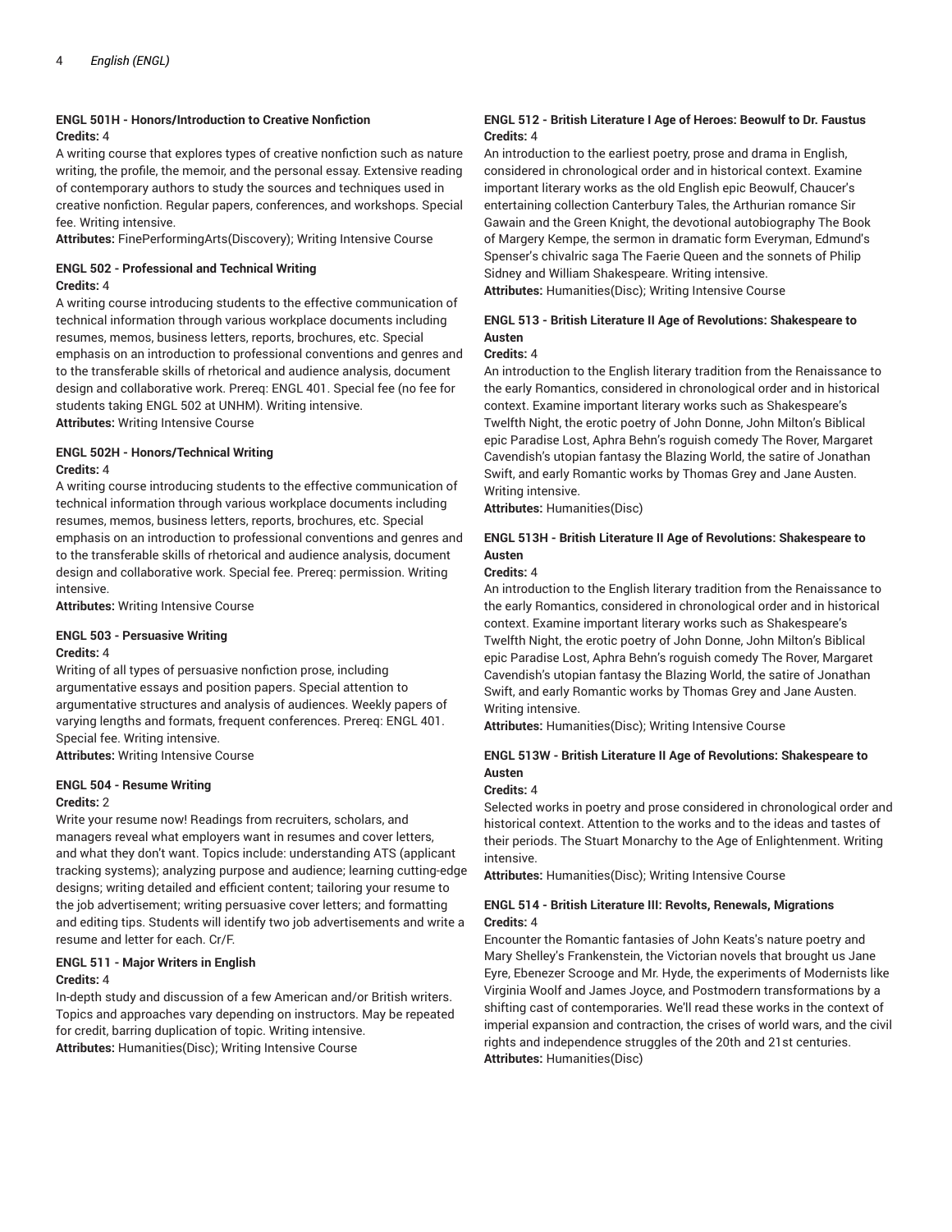### ENGL 501H - Honors/Introduction to Creative Nonfiction

**Credits:** 4

A writing course that explores types of creative nonfiction such as nature writing, the profile, the memoir, and the personal essay. Extensive reading of contemporary authors to study the sources and techniques used in creative nonfiction. Regular papers, conferences, and workshops. Special fee. Writing intensive.

**Attributes:** FinePerformingArts(Discovery); Writing Intensive Course

### ENGL 502 - Professional and Technical Writing

**Credits:** 4

A writing course introducing students to the effective communication of technical information through various workplace documents including resumes, memos, business letters, reports, brochures, etc. Special emphasis on an introduction to professional conventions and genres and to the transferable skills of rhetorical and audience analysis, document design and collaborative work. Prereq: ENGL 401. Special fee (no fee for students taking ENGL 502 at UNHM). Writing intensive.

**Attributes:** Writing Intensive Course

### ENGL 502H - Honors/Technical Writing

**Credits:** 4

A writing course introducing students to the effective communication of technical information through various workplace documents including resumes, memos, business letters, reports, brochures, etc. Special emphasis on an introduction to professional conventions and genres and to the transferable skills of rhetorical and audience analysis, document design and collaborative work. Special fee. Prereq: permission. Writing intensive.

**Attributes:** Writing Intensive Course

### ENGL 503 - Persuasive Writing

**Credits:** 4

Writing of all types of persuasive nonfiction prose, including argumentative essays and position papers. Special attention to argumentative structures and analysis of audiences. Weekly papers of varying lengths and formats, frequent conferences. Prereq: ENGL 401. Special fee. Writing intensive.

**Attributes:** Writing Intensive Course

### ENGL 504 - Resume Writing

**Credits:** 2

Write your resume now! Readings from recruiters, scholars, and managers reveal what employers want in resumes and cover letters, and what they don't want. Topics include: understanding ATS (applicant tracking systems); analyzing purpose and audience; learning cutting-edge designs; writing detailed and efficient content; tailoring your resume to the job advertisement; writing persuasive cover letters; and formatting and editing tips. Students will identify two job advertisements and write a resume and letter for each. Cr/F.

### ENGL 511 - Major Writers in English

**Credits:** 4

In-depth study and discussion of a few American and/or British writers. Topics and approaches vary depending on instructors. May be repeated for credit, barring duplication of topic. Writing intensive.

**Attributes:** Humanities(Disc); Writing Intensive Course

### ENGL 512 - British Literature I Age of Heroes: Beowulf to Dr. Faustus

**Credits:** 4

An introduction to the earliest poetry, prose and drama in English, considered in chronological order and in historical context. Examine important literary works as the old English epic Beowulf, Chaucer's entertaining collection Canterbury Tales, the Arthurian romance Sir Gawain and the Green Knight, the devotional autobiography The Book of Margery Kempe, the sermon in dramatic form Everyman, Edmund's Spenser's chivalric saga The Faerie Queen and the sonnets of Philip Sidney and William Shakespeare. Writing intensive.

**Attributes:** Humanities(Disc); Writing Intensive Course

### ENGL 513 - British Literature II Age of Revolutions: Shakespeare to Austen

**Credits:** 4

An introduction to the English literary tradition from the Renaissance to the early Romantics, considered in chronological order and in historical context. Examine important literary works such as Shakespeare's Twelfth Night, the erotic poetry of John Donne, John Milton's Biblical epic Paradise Lost, Aphra Behn's roguish comedy The Rover, Margaret Cavendish's utopian fantasy the Blazing World, the satire of Jonathan Swift, and early Romantic works by Thomas Grey and Jane Austen. Writing intensive.

**Attributes:** Humanities(Disc)

### ENGL 513H - British Literature II Age of Revolutions: Shakespeare to Austen

**Credits:** 4

An introduction to the English literary tradition from the Renaissance to the early Romantics, considered in chronological order and in historical context. Examine important literary works such as Shakespeare's Twelfth Night, the erotic poetry of John Donne, John Milton's Biblical epic Paradise Lost, Aphra Behn's roguish comedy The Rover, Margaret Cavendish's utopian fantasy the Blazing World, the satire of Jonathan Swift, and early Romantic works by Thomas Grey and Jane Austen. Writing intensive.

**Attributes:** Humanities(Disc); Writing Intensive Course

### ENGL 513W - British Literature II Age of Revolutions: Shakespeare to Austen

**Credits:** 4

Selected works in poetry and prose considered in chronological order and historical context. Attention to the works and to the ideas and tastes of their periods. The Stuart Monarchy to the Age of Enlightenment. Writing intensive.

**Attributes:** Humanities(Disc); Writing Intensive Course

### ENGL 514 - British Literature III: Revolts, Renewals, Migrations

**Credits:** 4

Encounter the Romantic fantasies of John Keats's nature poetry and Mary Shelley's Frankenstein, the Victorian novels that brought us Jane Eyre, Ebenezer Scrooge and Mr. Hyde, the experiments of Modernists like Virginia Woolf and James Joyce, and Postmodern transformations by a shifting cast of contemporaries. We'll read these works in the context of imperial expansion and contraction, the crises of world wars, and the civil rights and independence struggles of the 20th and 21st centuries.

**Attributes:** Humanities(Disc)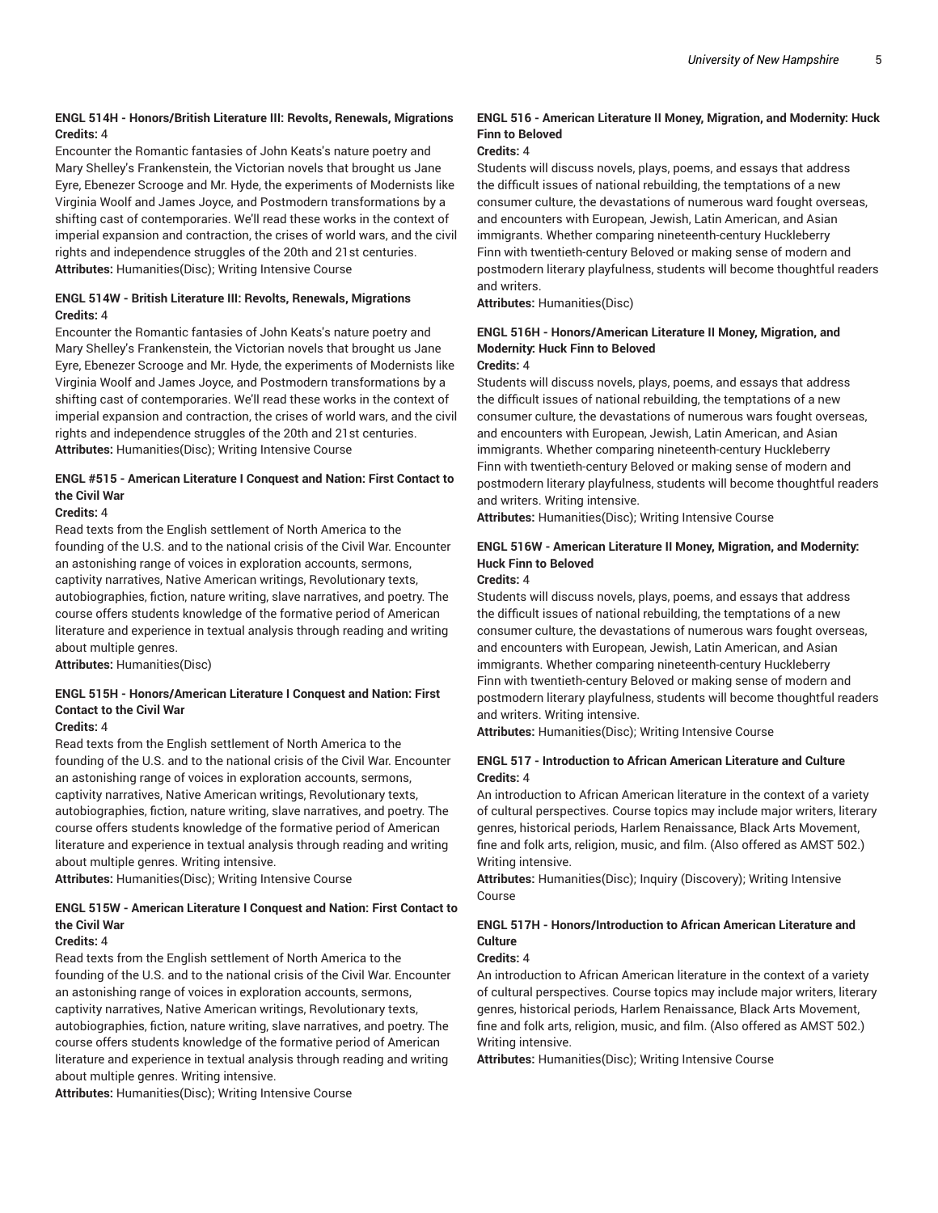### ENGL 514H - Honors/British Literature III: Revolts, Renewals, Migrations

**Credits:** 4

Encounter the Romantic fantasies of John Keats's nature poetry and Mary Shelley's Frankenstein, the Victorian novels that brought us Jane Eyre, Ebenezer Scrooge and Mr. Hyde, the experiments of Modernists like Virginia Woolf and James Joyce, and Postmodern transformations by a shifting cast of contemporaries. We'll read these works in the context of imperial expansion and contraction, the crises of world wars, and the civil rights and independence struggles of the 20th and 21st centuries.

**Attributes:** Humanities(Disc); Writing Intensive Course

### ENGL 514W - British Literature III: Revolts, Renewals, Migrations

**Credits:** 4

Encounter the Romantic fantasies of John Keats's nature poetry and Mary Shelley's Frankenstein, the Victorian novels that brought us Jane Eyre, Ebenezer Scrooge and Mr. Hyde, the experiments of Modernists like Virginia Woolf and James Joyce, and Postmodern transformations by a shifting cast of contemporaries. We'll read these works in the context of imperial expansion and contraction, the crises of world wars, and the civil rights and independence struggles of the 20th and 21st centuries.

**Attributes:** Humanities(Disc); Writing Intensive Course

### ENGL #515 - American Literature I Conquest and Nation: First Contact to the Civil War

**Credits:** 4

Read texts from the English settlement of North America to the founding of the U.S. and to the national crisis of the Civil War. Encounter an astonishing range of voices in exploration accounts, sermons, captivity narratives, Native American writings, Revolutionary texts, autobiographies, fiction, nature writing, slave narratives, and poetry. The course offers students knowledge of the formative period of American literature and experience in textual analysis through reading and writing about multiple genres.

**Attributes:** Humanities(Disc)

### ENGL 515H - Honors/American Literature I Conquest and Nation: First Contact to the Civil War

**Credits:** 4

Read texts from the English settlement of North America to the founding of the U.S. and to the national crisis of the Civil War. Encounter an astonishing range of voices in exploration accounts, sermons, captivity narratives, Native American writings, Revolutionary texts, autobiographies, fiction, nature writing, slave narratives, and poetry. The course offers students knowledge of the formative period of American literature and experience in textual analysis through reading and writing about multiple genres. Writing intensive.

**Attributes:** Humanities(Disc); Writing Intensive Course

### ENGL 515W - American Literature I Conquest and Nation: First Contact to the Civil War

**Credits:** 4

Read texts from the English settlement of North America to the founding of the U.S. and to the national crisis of the Civil War. Encounter an astonishing range of voices in exploration accounts, sermons, captivity narratives, Native American writings, Revolutionary texts, autobiographies, fiction, nature writing, slave narratives, and poetry. The course offers students knowledge of the formative period of American literature and experience in textual analysis through reading and writing about multiple genres. Writing intensive.

**Attributes:** Humanities(Disc); Writing Intensive Course

### ENGL 516 - American Literature II Money, Migration, and Modernity: Huck Finn to Beloved

**Credits:** 4

Students will discuss novels, plays, poems, and essays that address the difficult issues of national rebuilding, the temptations of a new consumer culture, the devastations of numerous ward fought overseas, and encounters with European, Jewish, Latin American, and Asian immigrants. Whether comparing nineteenth-century Huckleberry Finn with twentieth-century Beloved or making sense of modern and postmodern literary playfulness, students will become thoughtful readers and writers.

**Attributes:** Humanities(Disc)

### ENGL 516H - Honors/American Literature II Money, Migration, and Modernity: Huck Finn to Beloved

**Credits:** 4

Students will discuss novels, plays, poems, and essays that address the difficult issues of national rebuilding, the temptations of a new consumer culture, the devastations of numerous wars fought overseas, and encounters with European, Jewish, Latin American, and Asian immigrants. Whether comparing nineteenth-century Huckleberry Finn with twentieth-century Beloved or making sense of modern and postmodern literary playfulness, students will become thoughtful readers and writers. Writing intensive.

**Attributes:** Humanities(Disc); Writing Intensive Course

### ENGL 516W - American Literature II Money, Migration, and Modernity: Huck Finn to Beloved

**Credits:** 4

Students will discuss novels, plays, poems, and essays that address the difficult issues of national rebuilding, the temptations of a new consumer culture, the devastations of numerous wars fought overseas, and encounters with European, Jewish, Latin American, and Asian immigrants. Whether comparing nineteenth-century Huckleberry Finn with twentieth-century Beloved or making sense of modern and postmodern literary playfulness, students will become thoughtful readers and writers. Writing intensive.

**Attributes:** Humanities(Disc); Writing Intensive Course

### ENGL 517 - Introduction to African American Literature and Culture

**Credits:** 4

An introduction to African American literature in the context of a variety of cultural perspectives. Course topics may include major writers, literary genres, historical periods, Harlem Renaissance, Black Arts Movement, fine and folk arts, religion, music, and film. (Also offered as AMST 502.) Writing intensive.

**Attributes:** Humanities(Disc); Inquiry (Discovery); Writing Intensive Course

### ENGL 517H - Honors/Introduction to African American Literature and Culture

**Credits:** 4

An introduction to African American literature in the context of a variety of cultural perspectives. Course topics may include major writers, literary genres, historical periods, Harlem Renaissance, Black Arts Movement, fine and folk arts, religion, music, and film. (Also offered as AMST 502.) Writing intensive.

**Attributes:** Humanities(Disc); Writing Intensive Course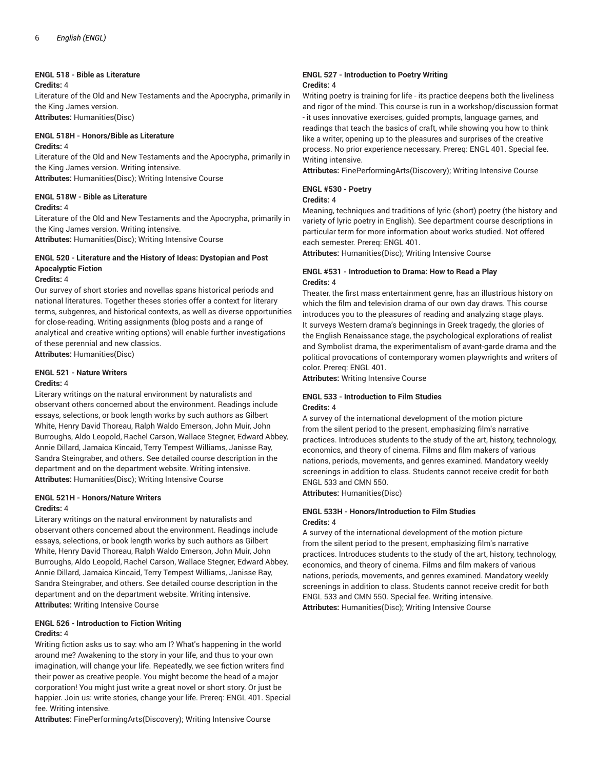#### ENGL 518 - Bible as Literature

**Credits:** 4

Literature of the Old and New Testaments and the Apocrypha, primarily in the King James version.

**Attributes:** Humanities(Disc)

#### ENGL 518H - Honors/Bible as Literature

**Credits:** 4

Literature of the Old and New Testaments and the Apocrypha, primarily in the King James version. Writing intensive.

**Attributes:** Humanities(Disc); Writing Intensive Course

#### ENGL 518W - Bible as Literature

**Credits:** 4

Literature of the Old and New Testaments and the Apocrypha, primarily in the King James version. Writing intensive.

**Attributes:** Humanities(Disc); Writing Intensive Course

#### ENGL 520 - Literature and the History of Ideas: Dystopian and Post Apocalyptic Fiction

**Credits:** 4

Our survey of short stories and novellas spans historical periods and national literatures. Together theses stories offer a context for literary terms, subgenres, and historical contexts, as well as diverse opportunities for close-reading. Writing assignments (blog posts and a range of analytical and creative writing options) will enable further investigations of these perennial and new classics.

**Attributes:** Humanities(Disc)

#### ENGL 521 - Nature Writers

**Credits:** 4

Literary writings on the natural environment by naturalists and observant others concerned about the environment. Readings include essays, selections, or book length works by such authors as Gilbert White, Henry David Thoreau, Ralph Waldo Emerson, John Muir, John Burroughs, Aldo Leopold, Rachel Carson, Wallace Stegner, Edward Abbey, Annie Dillard, Jamaica Kincaid, Terry Tempest Williams, Janisse Ray, Sandra Steingraber, and others. See detailed course description in the department and on the department website. Writing intensive.

**Attributes:** Humanities(Disc); Writing Intensive Course

#### ENGL 521H - Honors/Nature Writers

**Credits:** 4

Literary writings on the natural environment by naturalists and observant others concerned about the environment. Readings include essays, selections, or book length works by such authors as Gilbert White, Henry David Thoreau, Ralph Waldo Emerson, John Muir, John Burroughs, Aldo Leopold, Rachel Carson, Wallace Stegner, Edward Abbey, Annie Dillard, Jamaica Kincaid, Terry Tempest Williams, Janisse Ray, Sandra Steingraber, and others. See detailed course description in the department and on the department website. Writing intensive.

**Attributes:** Writing Intensive Course

#### ENGL 526 - Introduction to Fiction Writing

**Credits:** 4

Writing fiction asks us to say: who am I? What's happening in the world around me? Awakening to the story in your life, and thus to your own imagination, will change your life. Repeatedly, we see fiction writers find their power as creative people. You might become the head of a major corporation! You might just write a great novel or short story. Or just be happier. Join us: write stories, change your life. Prereq: ENGL 401. Special fee. Writing intensive.

**Attributes:** FinePerformingArts(Discovery); Writing Intensive Course

#### ENGL 527 - Introduction to Poetry Writing

**Credits:** 4

Writing poetry is training for life - its practice deepens both the liveliness and rigor of the mind. This course is run in a workshop/discussion format - it uses innovative exercises, guided prompts, language games, and readings that teach the basics of craft, while showing you how to think like a writer, opening up to the pleasures and surprises of the creative process. No prior experience necessary. Prereq: ENGL 401. Special fee. Writing intensive.

**Attributes:** FinePerformingArts(Discovery); Writing Intensive Course

#### ENGL #530 - Poetry

**Credits:** 4

Meaning, techniques and traditions of lyric (short) poetry (the history and variety of lyric poetry in English). See department course descriptions in particular term for more information about works studied. Not offered each semester. Prereq: ENGL 401.

**Attributes:** Humanities(Disc); Writing Intensive Course

#### ENGL #531 - Introduction to Drama: How to Read a Play

**Credits:** 4

Theater, the first mass entertainment genre, has an illustrious history on which the film and television drama of our own day draws. This course introduces you to the pleasures of reading and analyzing stage plays. It surveys Western drama's beginnings in Greek tragedy, the glories of the English Renaissance stage, the psychological explorations of realist and Symbolist drama, the experimentalism of avant-garde drama and the political provocations of contemporary women playwrights and writers of color. Prereq: ENGL 401.

**Attributes:** Writing Intensive Course

#### ENGL 533 - Introduction to Film Studies

**Credits:** 4

A survey of the international development of the motion picture from the silent period to the present, emphasizing film's narrative practices. Introduces students to the study of the art, history, technology, economics, and theory of cinema. Films and film makers of various nations, periods, movements, and genres examined. Mandatory weekly screenings in addition to class. Students cannot receive credit for both ENGL 533 and CMN 550.

**Attributes:** Humanities(Disc)

#### ENGL 533H - Honors/Introduction to Film Studies

**Credits:** 4

A survey of the international development of the motion picture from the silent period to the present, emphasizing film's narrative practices. Introduces students to the study of the art, history, technology, economics, and theory of cinema. Films and film makers of various nations, periods, movements, and genres examined. Mandatory weekly screenings in addition to class. Students cannot receive credit for both ENGL 533 and CMN 550. Special fee. Writing intensive.

**Attributes:** Humanities(Disc); Writing Intensive Course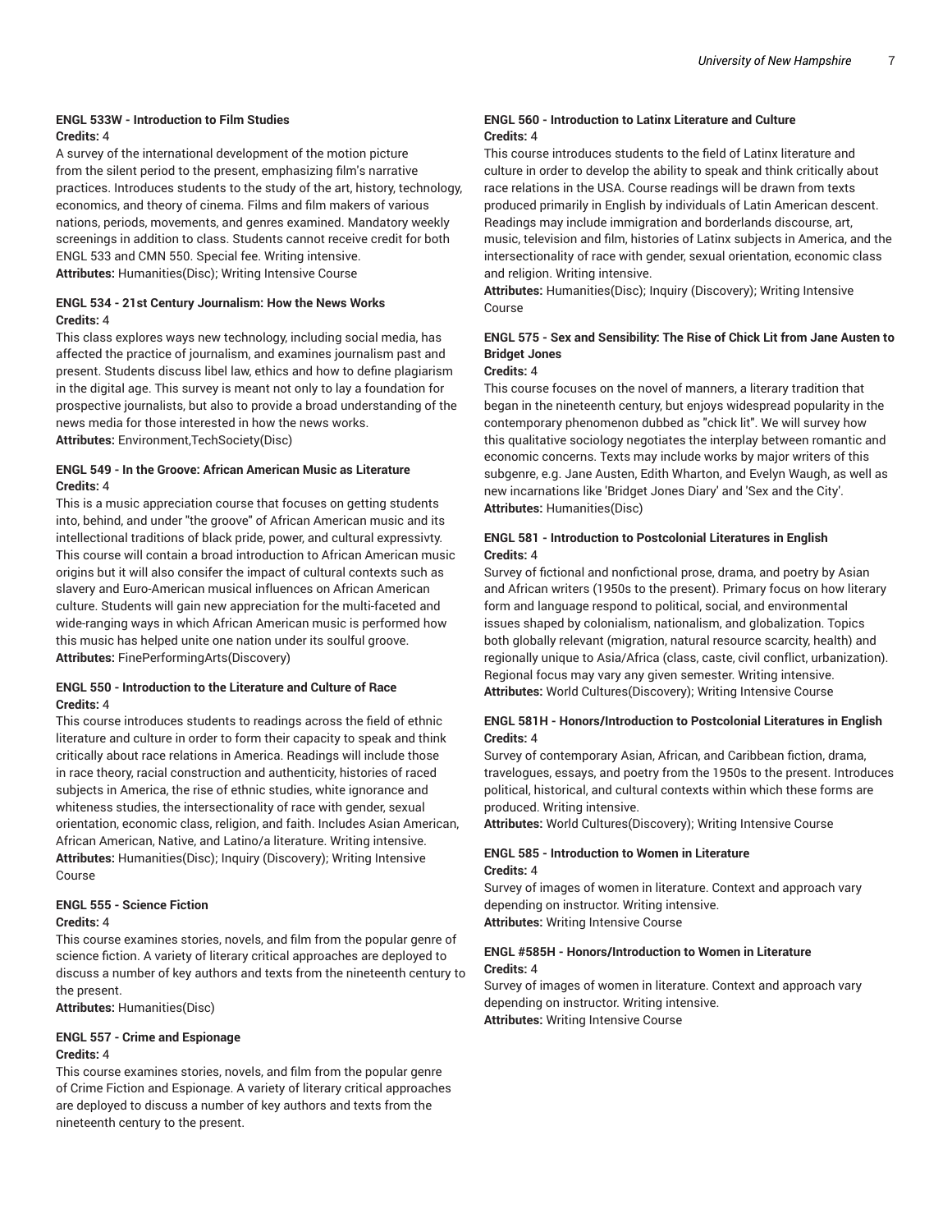#### ENGL 533W - Introduction to Film Studies

**Credits:** 4

A survey of the international development of the motion picture from the silent period to the present, emphasizing film's narrative practices. Introduces students to the study of the art, history, technology, economics, and theory of cinema. Films and film makers of various nations, periods, movements, and genres examined. Mandatory weekly screenings in addition to class. Students cannot receive credit for both ENGL 533 and CMN 550. Special fee. Writing intensive.

**Attributes:** Humanities(Disc); Writing Intensive Course

#### ENGL 534 - 21st Century Journalism: How the News Works

**Credits:** 4

This class explores ways new technology, including social media, has affected the practice of journalism, and examines journalism past and present. Students discuss libel law, ethics and how to define plagiarism in the digital age. This survey is meant not only to lay a foundation for prospective journalists, but also to provide a broad understanding of the news media for those interested in how the news works.

**Attributes:** Environment,TechSociety(Disc)

#### ENGL 549 - In the Groove: African American Music as Literature

**Credits:** 4

This is a music appreciation course that focuses on getting students into, behind, and under "the groove" of African American music and its intellectional traditions of black pride, power, and cultural expressivty. This course will contain a broad introduction to African American music origins but it will also consifer the impact of cultural contexts such as slavery and Euro-American musical influences on African American culture. Students will gain new appreciation for the multi-faceted and wide-ranging ways in which African American music is performed how this music has helped unite one nation under its soulful groove.

**Attributes:** FinePerformingArts(Discovery)

#### ENGL 550 - Introduction to the Literature and Culture of Race

**Credits:** 4

This course introduces students to readings across the field of ethnic literature and culture in order to form their capacity to speak and think critically about race relations in America. Readings will include those in race theory, racial construction and authenticity, histories of raced subjects in America, the rise of ethnic studies, white ignorance and whiteness studies, the intersectionality of race with gender, sexual orientation, economic class, religion, and faith. Includes Asian American, African American, Native, and Latino/a literature. Writing intensive.

**Attributes:** Humanities(Disc); Inquiry (Discovery); Writing Intensive Course

#### ENGL 555 - Science Fiction

**Credits:** 4

This course examines stories, novels, and film from the popular genre of science fiction. A variety of literary critical approaches are deployed to discuss a number of key authors and texts from the nineteenth century to the present.

**Attributes:** Humanities(Disc)

#### ENGL 557 - Crime and Espionage

**Credits:** 4

This course examines stories, novels, and film from the popular genre of Crime Fiction and Espionage. A variety of literary critical approaches are deployed to discuss a number of key authors and texts from the nineteenth century to the present.

#### ENGL 560 - Introduction to Latinx Literature and Culture

**Credits:** 4

This course introduces students to the field of Latinx literature and culture in order to develop the ability to speak and think critically about race relations in the USA. Course readings will be drawn from texts produced primarily in English by individuals of Latin American descent. Readings may include immigration and borderlands discourse, art, music, television and film, histories of Latinx subjects in America, and the intersectionality of race with gender, sexual orientation, economic class and religion. Writing intensive.

**Attributes:** Humanities(Disc); Inquiry (Discovery); Writing Intensive Course

#### ENGL 575 - Sex and Sensibility: The Rise of Chick Lit from Jane Austen to Bridget Jones

**Credits:** 4

This course focuses on the novel of manners, a literary tradition that began in the nineteenth century, but enjoys widespread popularity in the contemporary phenomenon dubbed as "chick lit". We will survey how this qualitative sociology negotiates the interplay between romantic and economic concerns. Texts may include works by major writers of this subgenre, e.g. Jane Austen, Edith Wharton, and Evelyn Waugh, as well as new incarnations like 'Bridget Jones Diary' and 'Sex and the City'.

**Attributes:** Humanities(Disc)

#### ENGL 581 - Introduction to Postcolonial Literatures in English

**Credits:** 4

Survey of fictional and nonfictional prose, drama, and poetry by Asian and African writers (1950s to the present). Primary focus on how literary form and language respond to political, social, and environmental issues shaped by colonialism, nationalism, and globalization. Topics both globally relevant (migration, natural resource scarcity, health) and regionally unique to Asia/Africa (class, caste, civil conflict, urbanization). Regional focus may vary any given semester. Writing intensive.

**Attributes:** World Cultures(Discovery); Writing Intensive Course

#### ENGL 581H - Honors/Introduction to Postcolonial Literatures in English

**Credits:** 4

Survey of contemporary Asian, African, and Caribbean fiction, drama, travelogues, essays, and poetry from the 1950s to the present. Introduces political, historical, and cultural contexts within which these forms are produced. Writing intensive.

**Attributes:** World Cultures(Discovery); Writing Intensive Course

#### ENGL 585 - Introduction to Women in Literature

**Credits:** 4

Survey of images of women in literature. Context and approach vary depending on instructor. Writing intensive.

**Attributes:** Writing Intensive Course

#### ENGL #585H - Honors/Introduction to Women in Literature

**Credits:** 4

Survey of images of women in literature. Context and approach vary depending on instructor. Writing intensive.

**Attributes:** Writing Intensive Course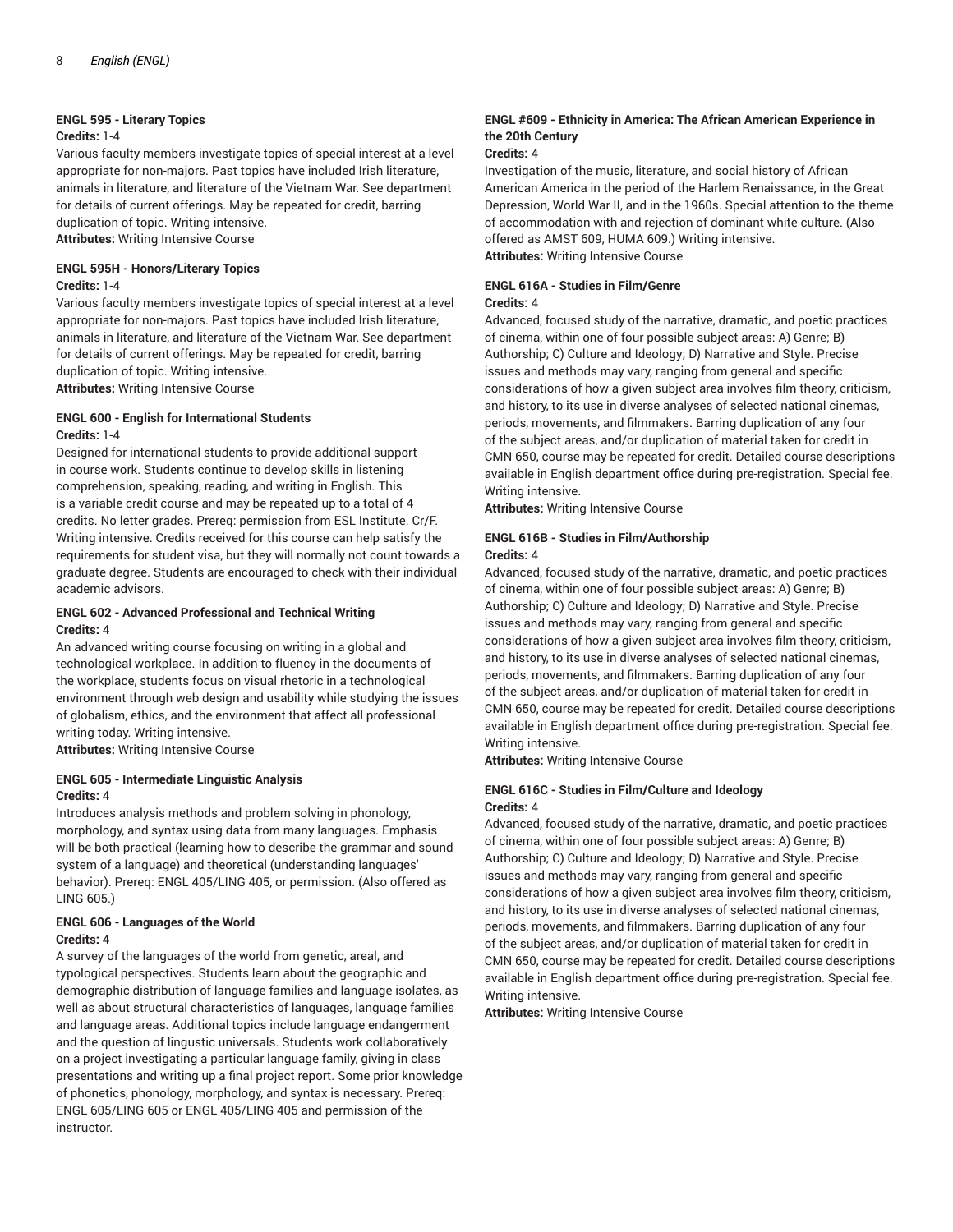#### ENGL 595 - Literary Topics

**Credits:** 1-4

Various faculty members investigate topics of special interest at a level appropriate for non-majors. Past topics have included Irish literature, animals in literature, and literature of the Vietnam War. See department for details of current offerings. May be repeated for credit, barring duplication of topic. Writing intensive.

**Attributes:** Writing Intensive Course

#### ENGL 595H - Honors/Literary Topics

**Credits:** 1-4

Various faculty members investigate topics of special interest at a level appropriate for non-majors. Past topics have included Irish literature, animals in literature, and literature of the Vietnam War. See department for details of current offerings. May be repeated for credit, barring duplication of topic. Writing intensive.

**Attributes:** Writing Intensive Course

#### ENGL 600 - English for International Students

**Credits:** 1-4

Designed for international students to provide additional support in course work. Students continue to develop skills in listening comprehension, speaking, reading, and writing in English. This is a variable credit course and may be repeated up to a total of 4 credits. No letter grades. Prereq: permission from ESL Institute. Cr/F. Writing intensive. Credits received for this course can help satisfy the requirements for student visa, but they will normally not count towards a graduate degree. Students are encouraged to check with their individual academic advisors.

#### ENGL 602 - Advanced Professional and Technical Writing

**Credits:** 4

An advanced writing course focusing on writing in a global and technological workplace. In addition to fluency in the documents of the workplace, students focus on visual rhetoric in a technological environment through web design and usability while studying the issues of globalism, ethics, and the environment that affect all professional writing today. Writing intensive.

**Attributes:** Writing Intensive Course

#### ENGL 605 - Intermediate Linguistic Analysis

**Credits:** 4

Introduces analysis methods and problem solving in phonology, morphology, and syntax using data from many languages. Emphasis will be both practical (learning how to describe the grammar and sound system of a language) and theoretical (understanding languages' behavior). Prereq: ENGL 405/LING 405, or permission. (Also offered as LING 605.)

#### ENGL 606 - Languages of the World

**Credits:** 4

A survey of the languages of the world from genetic, areal, and typological perspectives. Students learn about the geographic and demographic distribution of language families and language isolates, as well as about structural characteristics of languages, language families and language areas. Additional topics include language endangerment and the question of lingustic universals. Students work collaboratively on a project investigating a particular language family, giving in class presentations and writing up a final project report. Some prior knowledge of phonetics, phonology, morphology, and syntax is necessary. Prereq: ENGL 605/LING 605 or ENGL 405/LING 405 and permission of the instructor.

#### ENGL #609 - Ethnicity in America: The African American Experience in the 20th Century

**Credits:** 4

Investigation of the music, literature, and social history of African American America in the period of the Harlem Renaissance, in the Great Depression, World War II, and in the 1960s. Special attention to the theme of accommodation with and rejection of dominant white culture. (Also offered as AMST 609, HUMA 609.) Writing intensive.

**Attributes:** Writing Intensive Course

#### ENGL 616A - Studies in Film/Genre

**Credits:** 4

Advanced, focused study of the narrative, dramatic, and poetic practices of cinema, within one of four possible subject areas: A) Genre; B) Authorship; C) Culture and Ideology; D) Narrative and Style. Precise issues and methods may vary, ranging from general and specific considerations of how a given subject area involves film theory, criticism, and history, to its use in diverse analyses of selected national cinemas, periods, movements, and filmmakers. Barring duplication of any four of the subject areas, and/or duplication of material taken for credit in CMN 650, course may be repeated for credit. Detailed course descriptions available in English department office during pre-registration. Special fee. Writing intensive.

**Attributes:** Writing Intensive Course

#### ENGL 616B - Studies in Film/Authorship

**Credits:** 4

Advanced, focused study of the narrative, dramatic, and poetic practices of cinema, within one of four possible subject areas: A) Genre; B) Authorship; C) Culture and Ideology; D) Narrative and Style. Precise issues and methods may vary, ranging from general and specific considerations of how a given subject area involves film theory, criticism, and history, to its use in diverse analyses of selected national cinemas, periods, movements, and filmmakers. Barring duplication of any four of the subject areas, and/or duplication of material taken for credit in CMN 650, course may be repeated for credit. Detailed course descriptions available in English department office during pre-registration. Special fee. Writing intensive.

**Attributes:** Writing Intensive Course

#### ENGL 616C - Studies in Film/Culture and Ideology

**Credits:** 4

Advanced, focused study of the narrative, dramatic, and poetic practices of cinema, within one of four possible subject areas: A) Genre; B) Authorship; C) Culture and Ideology; D) Narrative and Style. Precise issues and methods may vary, ranging from general and specific considerations of how a given subject area involves film theory, criticism, and history, to its use in diverse analyses of selected national cinemas, periods, movements, and filmmakers. Barring duplication of any four of the subject areas, and/or duplication of material taken for credit in CMN 650, course may be repeated for credit. Detailed course descriptions available in English department office during pre-registration. Special fee. Writing intensive.

**Attributes:** Writing Intensive Course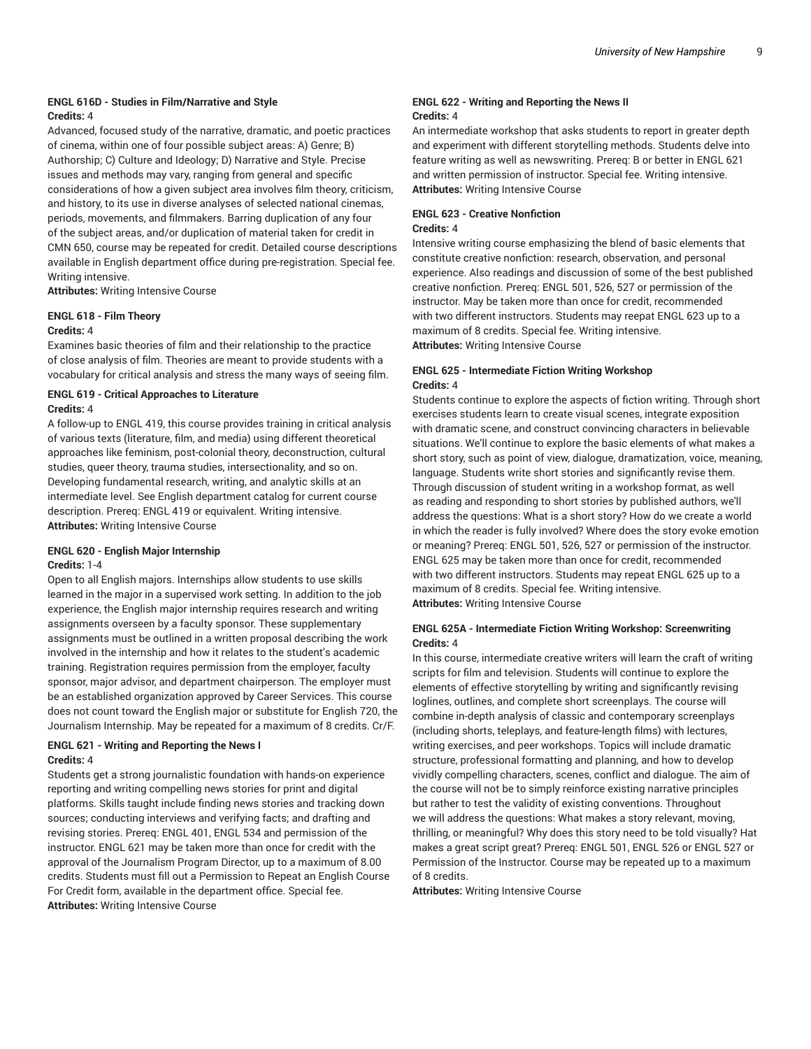### ENGL 616D - Studies in Film/Narrative and Style

**Credits:** 4

Advanced, focused study of the narrative, dramatic, and poetic practices of cinema, within one of four possible subject areas: A) Genre; B) Authorship; C) Culture and Ideology; D) Narrative and Style. Precise issues and methods may vary, ranging from general and specific considerations of how a given subject area involves film theory, criticism, and history, to its use in diverse analyses of selected national cinemas, periods, movements, and filmmakers. Barring duplication of any four of the subject areas, and/or duplication of material taken for credit in CMN 650, course may be repeated for credit. Detailed course descriptions available in English department office during pre-registration. Special fee. Writing intensive.

**Attributes:** Writing Intensive Course

### ENGL 618 - Film Theory

**Credits:** 4

Examines basic theories of film and their relationship to the practice of close analysis of film. Theories are meant to provide students with a vocabulary for critical analysis and stress the many ways of seeing film.

### ENGL 619 - Critical Approaches to Literature

**Credits:** 4

A follow-up to ENGL 419, this course provides training in critical analysis of various texts (literature, film, and media) using different theoretical approaches like feminism, post-colonial theory, deconstruction, cultural studies, queer theory, trauma studies, intersectionality, and so on. Developing fundamental research, writing, and analytic skills at an intermediate level. See English department catalog for current course description. Prereq: ENGL 419 or equivalent. Writing intensive.

**Attributes:** Writing Intensive Course

### ENGL 620 - English Major Internship

**Credits:** 1-4

Open to all English majors. Internships allow students to use skills learned in the major in a supervised work setting. In addition to the job experience, the English major internship requires research and writing assignments overseen by a faculty sponsor. These supplementary assignments must be outlined in a written proposal describing the work involved in the internship and how it relates to the student's academic training. Registration requires permission from the employer, faculty sponsor, major advisor, and department chairperson. The employer must be an established organization approved by Career Services. This course does not count toward the English major or substitute for English 720, the Journalism Internship. May be repeated for a maximum of 8 credits. Cr/F.

### ENGL 621 - Writing and Reporting the News I

**Credits:** 4

Students get a strong journalistic foundation with hands-on experience reporting and writing compelling news stories for print and digital platforms. Skills taught include finding news stories and tracking down sources; conducting interviews and verifying facts; and drafting and revising stories. Prereq: ENGL 401, ENGL 534 and permission of the instructor. ENGL 621 may be taken more than once for credit with the approval of the Journalism Program Director, up to a maximum of 8.00 credits. Students must fill out a Permission to Repeat an English Course For Credit form, available in the department office. Special fee.

**Attributes:** Writing Intensive Course

### ENGL 622 - Writing and Reporting the News II

**Credits:** 4

An intermediate workshop that asks students to report in greater depth and experiment with different storytelling methods. Students delve into feature writing as well as newswriting. Prereq: B or better in ENGL 621 and written permission of instructor. Special fee. Writing intensive.

**Attributes:** Writing Intensive Course

### ENGL 623 - Creative Nonfiction

**Credits:** 4

Intensive writing course emphasizing the blend of basic elements that constitute creative nonfiction: research, observation, and personal experience. Also readings and discussion of some of the best published creative nonfiction. Prereq: ENGL 501, 526, 527 or permission of the instructor. May be taken more than once for credit, recommended with two different instructors. Students may reepat ENGL 623 up to a maximum of 8 credits. Special fee. Writing intensive.

**Attributes:** Writing Intensive Course

### ENGL 625 - Intermediate Fiction Writing Workshop

**Credits:** 4

Students continue to explore the aspects of fiction writing. Through short exercises students learn to create visual scenes, integrate exposition with dramatic scene, and construct convincing characters in believable situations. We'll continue to explore the basic elements of what makes a short story, such as point of view, dialogue, dramatization, voice, meaning, language. Students write short stories and significantly revise them. Through discussion of student writing in a workshop format, as well as reading and responding to short stories by published authors, we'll address the questions: What is a short story? How do we create a world in which the reader is fully involved? Where does the story evoke emotion or meaning? Prereq: ENGL 501, 526, 527 or permission of the instructor. ENGL 625 may be taken more than once for credit, recommended with two different instructors. Students may repeat ENGL 625 up to a maximum of 8 credits. Special fee. Writing intensive.

**Attributes:** Writing Intensive Course

### ENGL 625A - Intermediate Fiction Writing Workshop: Screenwriting

**Credits:** 4

In this course, intermediate creative writers will learn the craft of writing scripts for film and television. Students will continue to explore the elements of effective storytelling by writing and significantly revising loglines, outlines, and complete short screenplays. The course will combine in-depth analysis of classic and contemporary screenplays (including shorts, teleplays, and feature-length films) with lectures, writing exercises, and peer workshops. Topics will include dramatic structure, professional formatting and planning, and how to develop vividly compelling characters, scenes, conflict and dialogue. The aim of the course will not be to simply reinforce existing narrative principles but rather to test the validity of existing conventions. Throughout we will address the questions: What makes a story relevant, moving, thrilling, or meaningful? Why does this story need to be told visually? Hat makes a great script great? Prereq: ENGL 501, ENGL 526 or ENGL 527 or Permission of the Instructor. Course may be repeated up to a maximum of 8 credits.

**Attributes:** Writing Intensive Course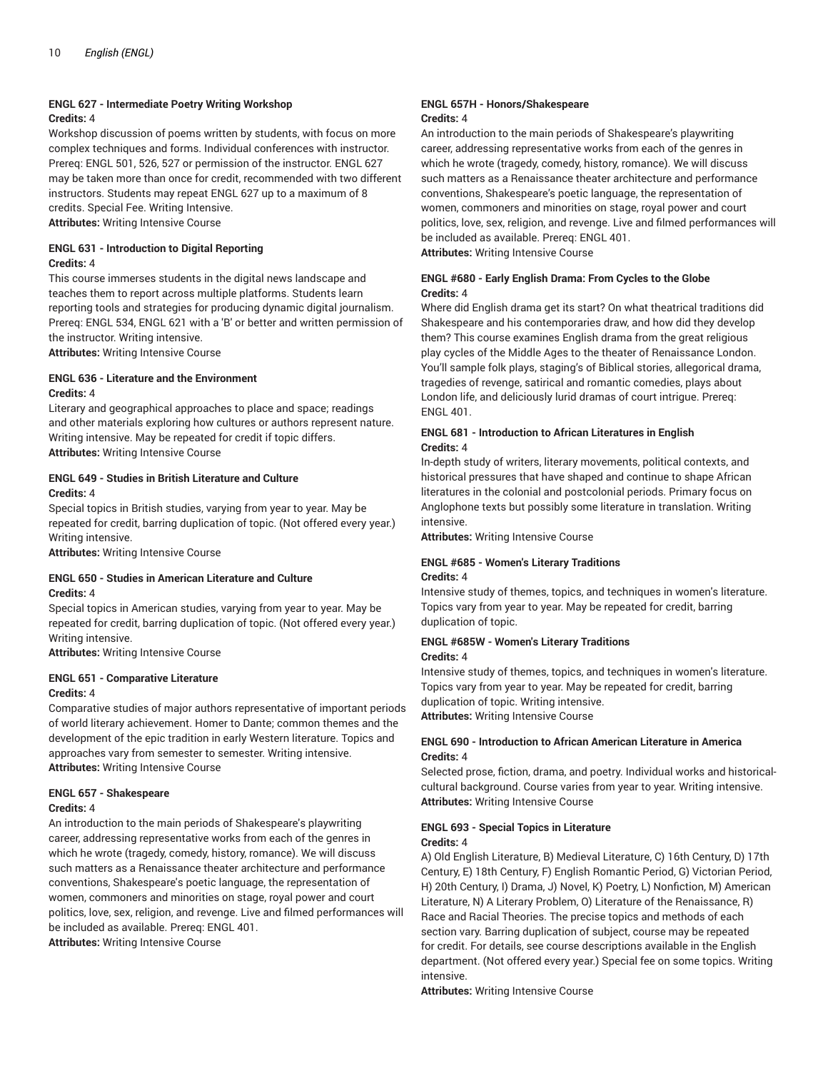### ENGL 627 - Intermediate Poetry Writing Workshop

**Credits:** 4

Workshop discussion of poems written by students, with focus on more complex techniques and forms. Individual conferences with instructor. Prereq: ENGL 501, 526, 527 or permission of the instructor. ENGL 627 may be taken more than once for credit, recommended with two different instructors. Students may repeat ENGL 627 up to a maximum of 8 credits. Special Fee. Writing Intensive.

**Attributes:** Writing Intensive Course

### ENGL 631 - Introduction to Digital Reporting

**Credits:** 4

This course immerses students in the digital news landscape and teaches them to report across multiple platforms. Students learn reporting tools and strategies for producing dynamic digital journalism. Prereq: ENGL 534, ENGL 621 with a 'B' or better and written permission of the instructor. Writing intensive.

**Attributes:** Writing Intensive Course

### ENGL 636 - Literature and the Environment

**Credits:** 4

Literary and geographical approaches to place and space; readings and other materials exploring how cultures or authors represent nature. Writing intensive. May be repeated for credit if topic differs.

**Attributes:** Writing Intensive Course

### ENGL 649 - Studies in British Literature and Culture

**Credits:** 4

Special topics in British studies, varying from year to year. May be repeated for credit, barring duplication of topic. (Not offered every year.) Writing intensive.

**Attributes:** Writing Intensive Course

### ENGL 650 - Studies in American Literature and Culture

**Credits:** 4

Special topics in American studies, varying from year to year. May be repeated for credit, barring duplication of topic. (Not offered every year.) Writing intensive.

**Attributes:** Writing Intensive Course

### ENGL 651 - Comparative Literature

**Credits:** 4

Comparative studies of major authors representative of important periods of world literary achievement. Homer to Dante; common themes and the development of the epic tradition in early Western literature. Topics and approaches vary from semester to semester. Writing intensive.

**Attributes:** Writing Intensive Course

### ENGL 657 - Shakespeare

**Credits:** 4

An introduction to the main periods of Shakespeare's playwriting career, addressing representative works from each of the genres in which he wrote (tragedy, comedy, history, romance). We will discuss such matters as a Renaissance theater architecture and performance conventions, Shakespeare's poetic language, the representation of women, commoners and minorities on stage, royal power and court politics, love, sex, religion, and revenge. Live and filmed performances will be included as available. Prereq: ENGL 401.

**Attributes:** Writing Intensive Course

### ENGL 657H - Honors/Shakespeare

**Credits:** 4

An introduction to the main periods of Shakespeare's playwriting career, addressing representative works from each of the genres in which he wrote (tragedy, comedy, history, romance). We will discuss such matters as a Renaissance theater architecture and performance conventions, Shakespeare's poetic language, the representation of women, commoners and minorities on stage, royal power and court politics, love, sex, religion, and revenge. Live and filmed performances will be included as available. Prereq: ENGL 401.

**Attributes:** Writing Intensive Course

### ENGL #680 - Early English Drama: From Cycles to the Globe

**Credits:** 4

Where did English drama get its start? On what theatrical traditions did Shakespeare and his contemporaries draw, and how did they develop them? This course examines English drama from the great religious play cycles of the Middle Ages to the theater of Renaissance London. You'll sample folk plays, staging's of Biblical stories, allegorical drama, tragedies of revenge, satirical and romantic comedies, plays about London life, and deliciously lurid dramas of court intrigue. Prereq: ENGL 401.

### ENGL 681 - Introduction to African Literatures in English

**Credits:** 4

In-depth study of writers, literary movements, political contexts, and historical pressures that have shaped and continue to shape African literatures in the colonial and postcolonial periods. Primary focus on Anglophone texts but possibly some literature in translation. Writing intensive.

**Attributes:** Writing Intensive Course

### ENGL #685 - Women's Literary Traditions

**Credits:** 4

Intensive study of themes, topics, and techniques in women's literature. Topics vary from year to year. May be repeated for credit, barring duplication of topic.

### ENGL #685W - Women's Literary Traditions

**Credits:** 4

Intensive study of themes, topics, and techniques in women's literature. Topics vary from year to year. May be repeated for credit, barring duplication of topic. Writing intensive.

**Attributes:** Writing Intensive Course

### ENGL 690 - Introduction to African American Literature in America

**Credits:** 4

Selected prose, fiction, drama, and poetry. Individual works and historical-cultural background. Course varies from year to year. Writing intensive.

**Attributes:** Writing Intensive Course

### ENGL 693 - Special Topics in Literature

**Credits:** 4

A) Old English Literature, B) Medieval Literature, C) 16th Century, D) 17th Century, E) 18th Century, F) English Romantic Period, G) Victorian Period, H) 20th Century, I) Drama, J) Novel, K) Poetry, L) Nonfiction, M) American Literature, N) A Literary Problem, O) Literature of the Renaissance, R) Race and Racial Theories. The precise topics and methods of each section vary. Barring duplication of subject, course may be repeated for credit. For details, see course descriptions available in the English department. (Not offered every year.) Special fee on some topics. Writing intensive.

**Attributes:** Writing Intensive Course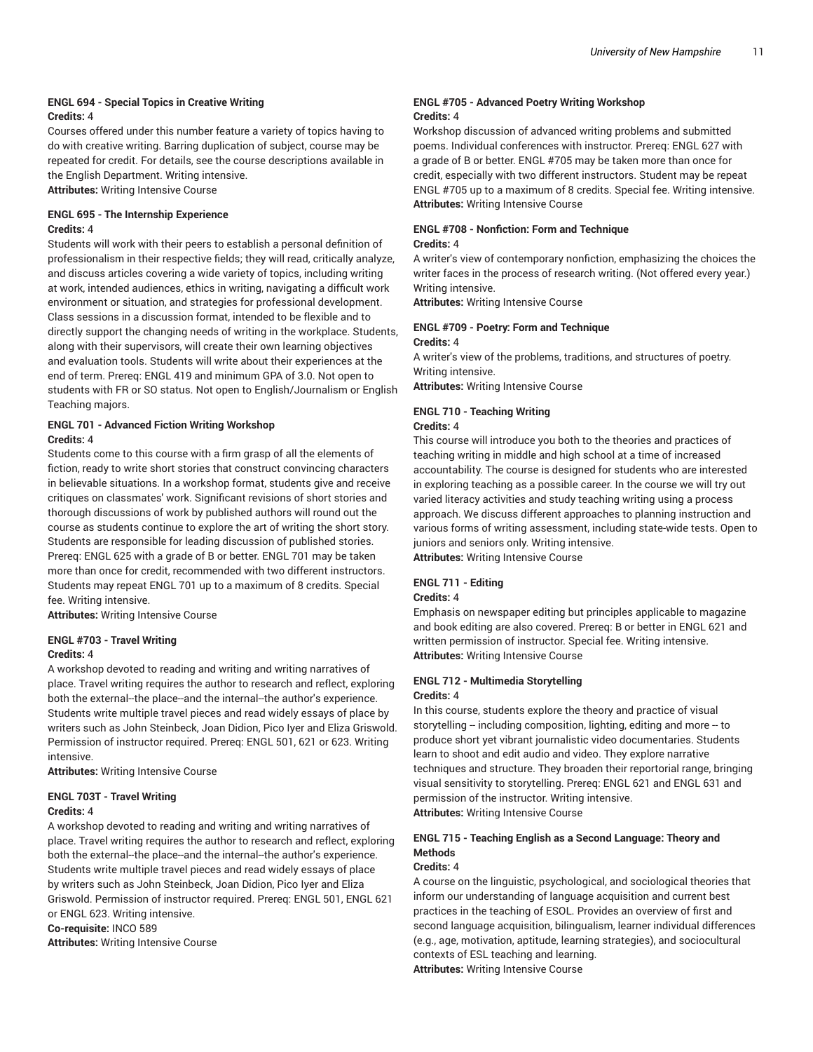### ENGL 694 - Special Topics in Creative Writing

**Credits:** 4

Courses offered under this number feature a variety of topics having to do with creative writing. Barring duplication of subject, course may be repeated for credit. For details, see the course descriptions available in the English Department. Writing intensive.

**Attributes:** Writing Intensive Course

### ENGL 695 - The Internship Experience

**Credits:** 4

Students will work with their peers to establish a personal definition of professionalism in their respective fields; they will read, critically analyze, and discuss articles covering a wide variety of topics, including writing at work, intended audiences, ethics in writing, navigating a difficult work environment or situation, and strategies for professional development. Class sessions in a discussion format, intended to be flexible and to directly support the changing needs of writing in the workplace. Students, along with their supervisors, will create their own learning objectives and evaluation tools. Students will write about their experiences at the end of term. Prereq: ENGL 419 and minimum GPA of 3.0. Not open to students with FR or SO status. Not open to English/Journalism or English Teaching majors.

### ENGL 701 - Advanced Fiction Writing Workshop

**Credits:** 4

Students come to this course with a firm grasp of all the elements of fiction, ready to write short stories that construct convincing characters in believable situations. In a workshop format, students give and receive critiques on classmates' work. Significant revisions of short stories and thorough discussions of work by published authors will round out the course as students continue to explore the art of writing the short story. Students are responsible for leading discussion of published stories. Prereq: ENGL 625 with a grade of B or better. ENGL 701 may be taken more than once for credit, recommended with two different instructors. Students may repeat ENGL 701 up to a maximum of 8 credits. Special fee. Writing intensive.

**Attributes:** Writing Intensive Course

### ENGL #703 - Travel Writing

**Credits:** 4

A workshop devoted to reading and writing and writing narratives of place. Travel writing requires the author to research and reflect, exploring both the external--the place--and the internal--the author's experience. Students write multiple travel pieces and read widely essays of place by writers such as John Steinbeck, Joan Didion, Pico Iyer and Eliza Griswold. Permission of instructor required. Prereq: ENGL 501, 621 or 623. Writing intensive.

**Attributes:** Writing Intensive Course

### ENGL 703T - Travel Writing

**Credits:** 4

A workshop devoted to reading and writing and writing narratives of place. Travel writing requires the author to research and reflect, exploring both the external--the place--and the internal--the author's experience. Students write multiple travel pieces and read widely essays of place by writers such as John Steinbeck, Joan Didion, Pico Iyer and Eliza Griswold. Permission of instructor required. Prereq: ENGL 501, ENGL 621 or ENGL 623. Writing intensive.

**Co-requisite:** INCO 589

**Attributes:** Writing Intensive Course

### ENGL #705 - Advanced Poetry Writing Workshop

**Credits:** 4

Workshop discussion of advanced writing problems and submitted poems. Individual conferences with instructor. Prereq: ENGL 627 with a grade of B or better. ENGL #705 may be taken more than once for credit, especially with two different instructors. Student may be repeat ENGL #705 up to a maximum of 8 credits. Special fee. Writing intensive.

**Attributes:** Writing Intensive Course

### ENGL #708 - Nonfiction: Form and Technique

**Credits:** 4

A writer's view of contemporary nonfiction, emphasizing the choices the writer faces in the process of research writing. (Not offered every year.) Writing intensive.

**Attributes:** Writing Intensive Course

### ENGL #709 - Poetry: Form and Technique

**Credits:** 4

A writer's view of the problems, traditions, and structures of poetry. Writing intensive.

**Attributes:** Writing Intensive Course

### ENGL 710 - Teaching Writing

**Credits:** 4

This course will introduce you both to the theories and practices of teaching writing in middle and high school at a time of increased accountability. The course is designed for students who are interested in exploring teaching as a possible career. In the course we will try out varied literacy activities and study teaching writing using a process approach. We discuss different approaches to planning instruction and various forms of writing assessment, including state-wide tests. Open to juniors and seniors only. Writing intensive.

**Attributes:** Writing Intensive Course

### ENGL 711 - Editing

**Credits:** 4

Emphasis on newspaper editing but principles applicable to magazine and book editing are also covered. Prereq: B or better in ENGL 621 and written permission of instructor. Special fee. Writing intensive.

**Attributes:** Writing Intensive Course

### ENGL 712 - Multimedia Storytelling

**Credits:** 4

In this course, students explore the theory and practice of visual storytelling -- including composition, lighting, editing and more -- to produce short yet vibrant journalistic video documentaries. Students learn to shoot and edit audio and video. They explore narrative techniques and structure. They broaden their reportorial range, bringing visual sensitivity to storytelling. Prereq: ENGL 621 and ENGL 631 and permission of the instructor. Writing intensive.

**Attributes:** Writing Intensive Course

### ENGL 715 - Teaching English as a Second Language: Theory and Methods

**Credits:** 4

A course on the linguistic, psychological, and sociological theories that inform our understanding of language acquisition and current best practices in the teaching of ESOL. Provides an overview of first and second language acquisition, bilingualism, learner individual differences (e.g., age, motivation, aptitude, learning strategies), and sociocultural contexts of ESL teaching and learning.

**Attributes:** Writing Intensive Course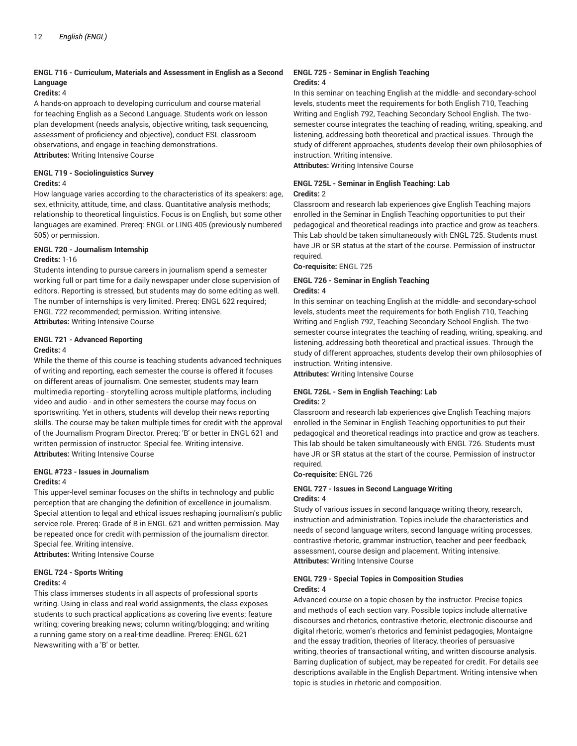### ENGL 716 - Curriculum, Materials and Assessment in English as a Second Language

**Credits:** 4

A hands-on approach to developing curriculum and course material for teaching English as a Second Language. Students work on lesson plan development (needs analysis, objective writing, task sequencing, assessment of proficiency and objective), conduct ESL classroom observations, and engage in teaching demonstrations.

**Attributes:** Writing Intensive Course

### ENGL 719 - Sociolinguistics Survey

**Credits:** 4

How language varies according to the characteristics of its speakers: age, sex, ethnicity, attitude, time, and class. Quantitative analysis methods; relationship to theoretical linguistics. Focus is on English, but some other languages are examined. Prereq: ENGL or LING 405 (previously numbered 505) or permission.

### ENGL 720 - Journalism Internship

**Credits:** 1-16

Students intending to pursue careers in journalism spend a semester working full or part time for a daily newspaper under close supervision of editors. Reporting is stressed, but students may do some editing as well. The number of internships is very limited. Prereq: ENGL 622 required; ENGL 722 recommended; permission. Writing intensive.

**Attributes:** Writing Intensive Course

### ENGL 721 - Advanced Reporting

**Credits:** 4

While the theme of this course is teaching students advanced techniques of writing and reporting, each semester the course is offered it focuses on different areas of journalism. One semester, students may learn multimedia reporting - storytelling across multiple platforms, including video and audio - and in other semesters the course may focus on sportswriting. Yet in others, students will develop their news reporting skills. The course may be taken multiple times for credit with the approval of the Journalism Program Director. Prereq: 'B' or better in ENGL 621 and written permission of instructor. Special fee. Writing intensive.

**Attributes:** Writing Intensive Course

### ENGL #723 - Issues in Journalism

**Credits:** 4

This upper-level seminar focuses on the shifts in technology and public perception that are changing the definition of excellence in journalism. Special attention to legal and ethical issues reshaping journalism's public service role. Prereq: Grade of B in ENGL 621 and written permission. May be repeated once for credit with permission of the journalism director. Special fee. Writing intensive.

**Attributes:** Writing Intensive Course

### ENGL 724 - Sports Writing

**Credits:** 4

This class immerses students in all aspects of professional sports writing. Using in-class and real-world assignments, the class exposes students to such practical applications as covering live events; feature writing; covering breaking news; column writing/blogging; and writing a running game story on a real-time deadline. Prereq: ENGL 621 Newswriting with a 'B' or better.

### ENGL 725 - Seminar in English Teaching

**Credits:** 4

In this seminar on teaching English at the middle- and secondary-school levels, students meet the requirements for both English 710, Teaching Writing and English 792, Teaching Secondary School English. The two-semester course integrates the teaching of reading, writing, speaking, and listening, addressing both theoretical and practical issues. Through the study of different approaches, students develop their own philosophies of instruction. Writing intensive.

**Attributes:** Writing Intensive Course

### ENGL 725L - Seminar in English Teaching: Lab

**Credits:** 2

Classroom and research lab experiences give English Teaching majors enrolled in the Seminar in English Teaching opportunities to put their pedagogical and theoretical readings into practice and grow as teachers. This Lab should be taken simultaneously with ENGL 725. Students must have JR or SR status at the start of the course. Permission of instructor required.

**Co-requisite:** ENGL 725

### ENGL 726 - Seminar in English Teaching

**Credits:** 4

In this seminar on teaching English at the middle- and secondary-school levels, students meet the requirements for both English 710, Teaching Writing and English 792, Teaching Secondary School English. The two-semester course integrates the teaching of reading, writing, speaking, and listening, addressing both theoretical and practical issues. Through the study of different approaches, students develop their own philosophies of instruction. Writing intensive.

**Attributes:** Writing Intensive Course

### ENGL 726L - Sem in English Teaching: Lab

**Credits:** 2

Classroom and research lab experiences give English Teaching majors enrolled in the Seminar in English Teaching opportunities to put their pedagogical and theoretical readings into practice and grow as teachers. This lab should be taken simultaneously with ENGL 726. Students must have JR or SR status at the start of the course. Permission of instructor required.

**Co-requisite:** ENGL 726

### ENGL 727 - Issues in Second Language Writing

**Credits:** 4

Study of various issues in second language writing theory, research, instruction and administration. Topics include the characteristics and needs of second language writers, second language writing processes, contrastive rhetoric, grammar instruction, teacher and peer feedback, assessment, course design and placement. Writing intensive.

**Attributes:** Writing Intensive Course

### ENGL 729 - Special Topics in Composition Studies

**Credits:** 4

Advanced course on a topic chosen by the instructor. Precise topics and methods of each section vary. Possible topics include alternative discourses and rhetorics, contrastive rhetoric, electronic discourse and digital rhetoric, women's rhetorics and feminist pedagogies, Montaigne and the essay tradition, theories of literacy, theories of persuasive writing, theories of transactional writing, and written discourse analysis. Barring duplication of subject, may be repeated for credit. For details see descriptions available in the English Department. Writing intensive when topic is studies in rhetoric and composition.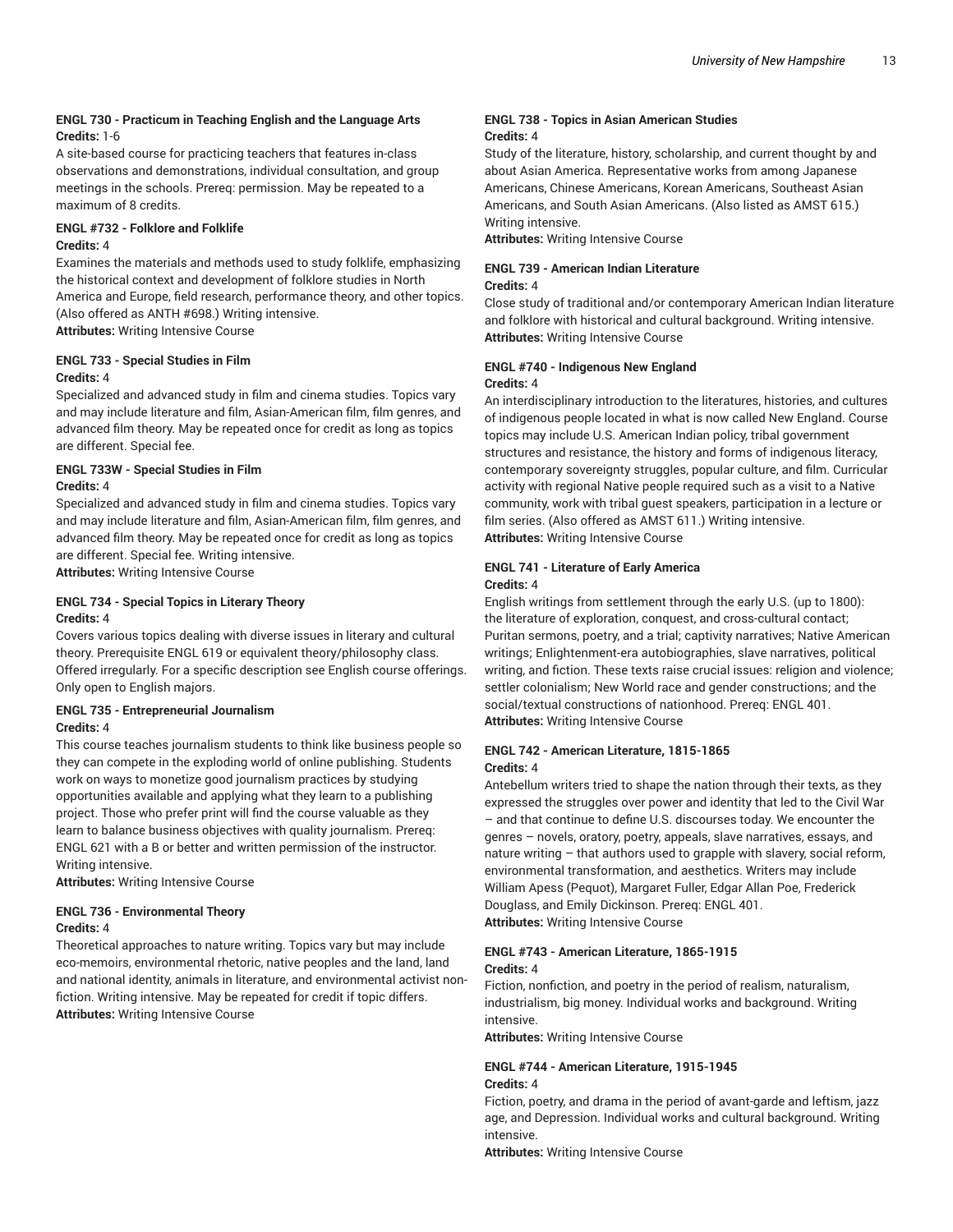#### ENGL 730 - Practicum in Teaching English and the Language Arts

**Credits:** 1-6

A site-based course for practicing teachers that features in-class observations and demonstrations, individual consultation, and group meetings in the schools. Prereq: permission. May be repeated to a maximum of 8 credits.

#### ENGL #732 - Folklore and Folklife

**Credits:** 4

Examines the materials and methods used to study folklife, emphasizing the historical context and development of folklore studies in North America and Europe, field research, performance theory, and other topics. (Also offered as ANTH #698.) Writing intensive.

**Attributes:** Writing Intensive Course

#### ENGL 733 - Special Studies in Film

**Credits:** 4

Specialized and advanced study in film and cinema studies. Topics vary and may include literature and film, Asian-American film, film genres, and advanced film theory. May be repeated once for credit as long as topics are different. Special fee.

#### ENGL 733W - Special Studies in Film

**Credits:** 4

Specialized and advanced study in film and cinema studies. Topics vary and may include literature and film, Asian-American film, film genres, and advanced film theory. May be repeated once for credit as long as topics are different. Special fee. Writing intensive.

**Attributes:** Writing Intensive Course

#### ENGL 734 - Special Topics in Literary Theory

**Credits:** 4

Covers various topics dealing with diverse issues in literary and cultural theory. Prerequisite ENGL 619 or equivalent theory/philosophy class. Offered irregularly. For a specific description see English course offerings. Only open to English majors.

#### ENGL 735 - Entrepreneurial Journalism

**Credits:** 4

This course teaches journalism students to think like business people so they can compete in the exploding world of online publishing. Students work on ways to monetize good journalism practices by studying opportunities available and applying what they learn to a publishing project. Those who prefer print will find the course valuable as they learn to balance business objectives with quality journalism. Prereq: ENGL 621 with a B or better and written permission of the instructor. Writing intensive.

**Attributes:** Writing Intensive Course

#### ENGL 736 - Environmental Theory

**Credits:** 4

Theoretical approaches to nature writing. Topics vary but may include eco-memoirs, environmental rhetoric, native peoples and the land, land and national identity, animals in literature, and environmental activist non-fiction. Writing intensive. May be repeated for credit if topic differs.

**Attributes:** Writing Intensive Course

#### ENGL 738 - Topics in Asian American Studies

**Credits:** 4

Study of the literature, history, scholarship, and current thought by and about Asian America. Representative works from among Japanese Americans, Chinese Americans, Korean Americans, Southeast Asian Americans, and South Asian Americans. (Also listed as AMST 615.) Writing intensive.

**Attributes:** Writing Intensive Course

#### ENGL 739 - American Indian Literature

**Credits:** 4

Close study of traditional and/or contemporary American Indian literature and folklore with historical and cultural background. Writing intensive.

**Attributes:** Writing Intensive Course

#### ENGL #740 - Indigenous New England

**Credits:** 4

An interdisciplinary introduction to the literatures, histories, and cultures of indigenous people located in what is now called New England. Course topics may include U.S. American Indian policy, tribal government structures and resistance, the history and forms of indigenous literacy, contemporary sovereignty struggles, popular culture, and film. Curricular activity with regional Native people required such as a visit to a Native community, work with tribal guest speakers, participation in a lecture or film series. (Also offered as AMST 611.) Writing intensive.

**Attributes:** Writing Intensive Course

#### ENGL 741 - Literature of Early America

**Credits:** 4

English writings from settlement through the early U.S. (up to 1800): the literature of exploration, conquest, and cross-cultural contact; Puritan sermons, poetry, and a trial; captivity narratives; Native American writings; Enlightenment-era autobiographies, slave narratives, political writing, and fiction. These texts raise crucial issues: religion and violence; settler colonialism; New World race and gender constructions; and the social/textual constructions of nationhood. Prereq: ENGL 401.

**Attributes:** Writing Intensive Course

#### ENGL 742 - American Literature, 1815-1865

**Credits:** 4

Antebellum writers tried to shape the nation through their texts, as they expressed the struggles over power and identity that led to the Civil War – and that continue to define U.S. discourses today. We encounter the genres – novels, oratory, poetry, appeals, slave narratives, essays, and nature writing – that authors used to grapple with slavery, social reform, environmental transformation, and aesthetics. Writers may include William Apess (Pequot), Margaret Fuller, Edgar Allan Poe, Frederick Douglass, and Emily Dickinson. Prereq: ENGL 401.

**Attributes:** Writing Intensive Course

#### ENGL #743 - American Literature, 1865-1915

**Credits:** 4

Fiction, nonfiction, and poetry in the period of realism, naturalism, industrialism, big money. Individual works and background. Writing intensive.

**Attributes:** Writing Intensive Course

#### ENGL #744 - American Literature, 1915-1945

**Credits:** 4

Fiction, poetry, and drama in the period of avant-garde and leftism, jazz age, and Depression. Individual works and cultural background. Writing intensive.

**Attributes:** Writing Intensive Course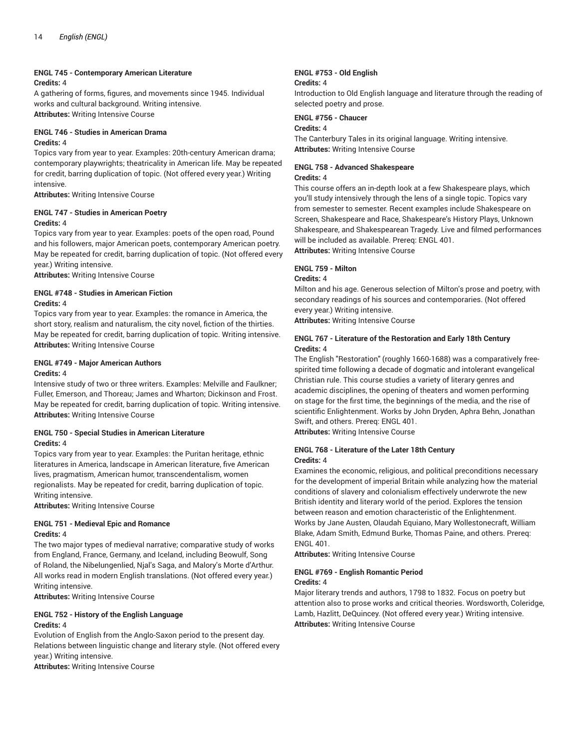### ENGL 745 - Contemporary American Literature

**Credits:** 4

A gathering of forms, figures, and movements since 1945. Individual works and cultural background. Writing intensive.

**Attributes:** Writing Intensive Course

### ENGL 746 - Studies in American Drama

**Credits:** 4

Topics vary from year to year. Examples: 20th-century American drama; contemporary playwrights; theatricality in American life. May be repeated for credit, barring duplication of topic. (Not offered every year.) Writing intensive.

**Attributes:** Writing Intensive Course

### ENGL 747 - Studies in American Poetry

**Credits:** 4

Topics vary from year to year. Examples: poets of the open road, Pound and his followers, major American poets, contemporary American poetry. May be repeated for credit, barring duplication of topic. (Not offered every year.) Writing intensive.

**Attributes:** Writing Intensive Course

### ENGL #748 - Studies in American Fiction

**Credits:** 4

Topics vary from year to year. Examples: the romance in America, the short story, realism and naturalism, the city novel, fiction of the thirties. May be repeated for credit, barring duplication of topic. Writing intensive.

**Attributes:** Writing Intensive Course

### ENGL #749 - Major American Authors

**Credits:** 4

Intensive study of two or three writers. Examples: Melville and Faulkner; Fuller, Emerson, and Thoreau; James and Wharton; Dickinson and Frost. May be repeated for credit, barring duplication of topic. Writing intensive.

**Attributes:** Writing Intensive Course

### ENGL 750 - Special Studies in American Literature

**Credits:** 4

Topics vary from year to year. Examples: the Puritan heritage, ethnic literatures in America, landscape in American literature, five American lives, pragmatism, American humor, transcendentalism, women regionalists. May be repeated for credit, barring duplication of topic. Writing intensive.

**Attributes:** Writing Intensive Course

### ENGL 751 - Medieval Epic and Romance

**Credits:** 4

The two major types of medieval narrative; comparative study of works from England, France, Germany, and Iceland, including Beowulf, Song of Roland, the Nibelungenlied, Njal's Saga, and Malory's Morte d'Arthur. All works read in modern English translations. (Not offered every year.) Writing intensive.

**Attributes:** Writing Intensive Course

### ENGL 752 - History of the English Language

**Credits:** 4

Evolution of English from the Anglo-Saxon period to the present day. Relations between linguistic change and literary style. (Not offered every year.) Writing intensive.

**Attributes:** Writing Intensive Course

### ENGL #753 - Old English

**Credits:** 4

Introduction to Old English language and literature through the reading of selected poetry and prose.

### ENGL #756 - Chaucer

**Credits:** 4

The Canterbury Tales in its original language. Writing intensive.

**Attributes:** Writing Intensive Course

### ENGL 758 - Advanced Shakespeare

**Credits:** 4

This course offers an in-depth look at a few Shakespeare plays, which you'll study intensively through the lens of a single topic. Topics vary from semester to semester. Recent examples include Shakespeare on Screen, Shakespeare and Race, Shakespeare's History Plays, Unknown Shakespeare, and Shakespearean Tragedy. Live and filmed performances will be included as available. Prereq: ENGL 401.

**Attributes:** Writing Intensive Course

### ENGL 759 - Milton

**Credits:** 4

Milton and his age. Generous selection of Milton's prose and poetry, with secondary readings of his sources and contemporaries. (Not offered every year.) Writing intensive.

**Attributes:** Writing Intensive Course

### ENGL 767 - Literature of the Restoration and Early 18th Century

**Credits:** 4

The English "Restoration" (roughly 1660-1688) was a comparatively free-spirited time following a decade of dogmatic and intolerant evangelical Christian rule. This course studies a variety of literary genres and academic disciplines, the opening of theaters and women performing on stage for the first time, the beginnings of the media, and the rise of scientific Enlightenment. Works by John Dryden, Aphra Behn, Jonathan Swift, and others. Prereq: ENGL 401.

**Attributes:** Writing Intensive Course

### ENGL 768 - Literature of the Later 18th Century

**Credits:** 4

Examines the economic, religious, and political preconditions necessary for the development of imperial Britain while analyzing how the material conditions of slavery and colonialism effectively underwrote the new British identity and literary world of the period. Explores the tension between reason and emotion characteristic of the Enlightenment. Works by Jane Austen, Olaudah Equiano, Mary Wollestonecraft, William Blake, Adam Smith, Edmund Burke, Thomas Paine, and others. Prereq: ENGL 401.

**Attributes:** Writing Intensive Course

### ENGL #769 - English Romantic Period

**Credits:** 4

Major literary trends and authors, 1798 to 1832. Focus on poetry but attention also to prose works and critical theories. Wordsworth, Coleridge, Lamb, Hazlitt, DeQuincey. (Not offered every year.) Writing intensive.

**Attributes:** Writing Intensive Course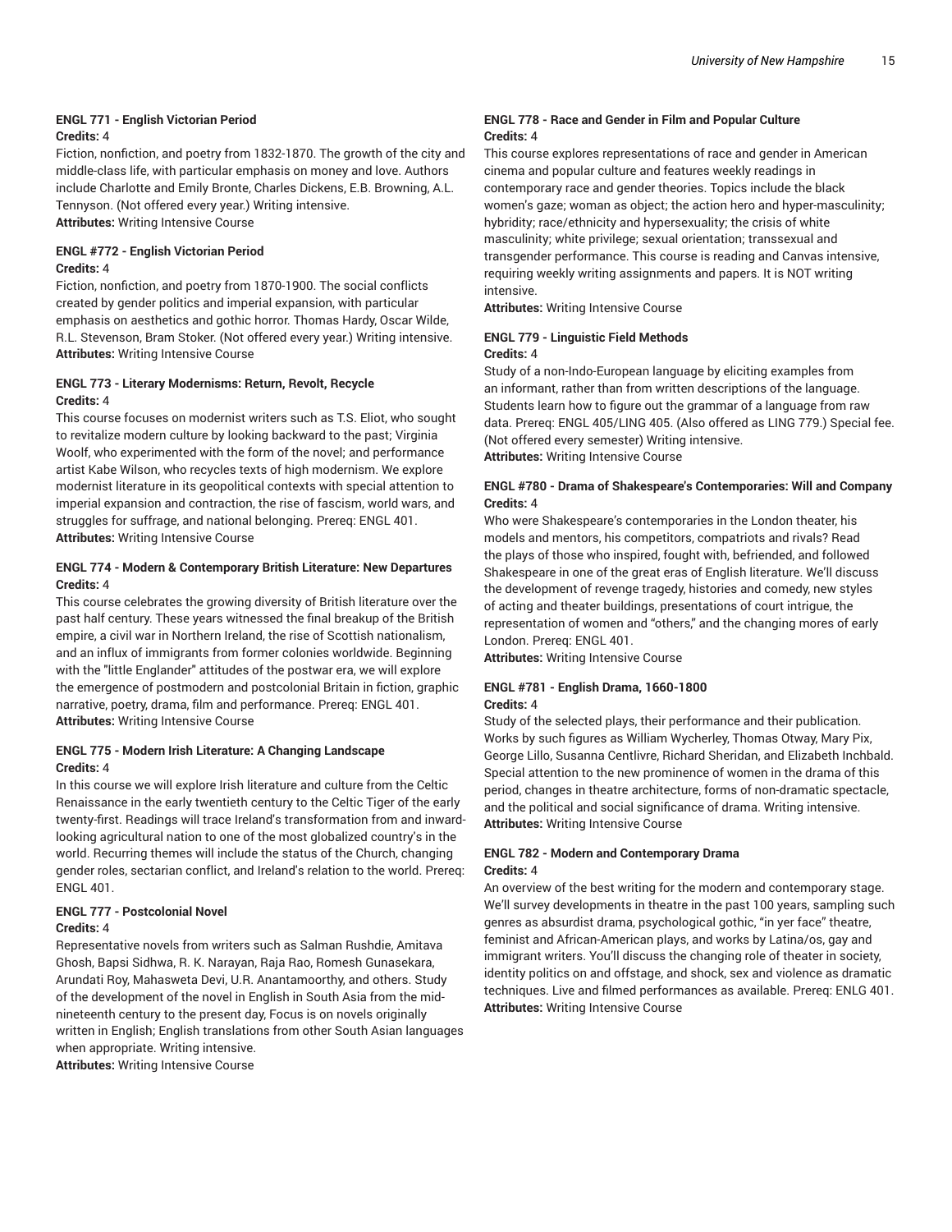### ENGL 771 - English Victorian Period

**Credits:** 4

Fiction, nonfiction, and poetry from 1832-1870. The growth of the city and middle-class life, with particular emphasis on money and love. Authors include Charlotte and Emily Bronte, Charles Dickens, E.B. Browning, A.L. Tennyson. (Not offered every year.) Writing intensive.

**Attributes:** Writing Intensive Course

### ENGL #772 - English Victorian Period

**Credits:** 4

Fiction, nonfiction, and poetry from 1870-1900. The social conflicts created by gender politics and imperial expansion, with particular emphasis on aesthetics and gothic horror. Thomas Hardy, Oscar Wilde, R.L. Stevenson, Bram Stoker. (Not offered every year.) Writing intensive.

**Attributes:** Writing Intensive Course

### ENGL 773 - Literary Modernisms: Return, Revolt, Recycle

**Credits:** 4

This course focuses on modernist writers such as T.S. Eliot, who sought to revitalize modern culture by looking backward to the past; Virginia Woolf, who experimented with the form of the novel; and performance artist Kabe Wilson, who recycles texts of high modernism. We explore modernist literature in its geopolitical contexts with special attention to imperial expansion and contraction, the rise of fascism, world wars, and struggles for suffrage, and national belonging. Prereq: ENGL 401.

**Attributes:** Writing Intensive Course

### ENGL 774 - Modern & Contemporary British Literature: New Departures

**Credits:** 4

This course celebrates the growing diversity of British literature over the past half century. These years witnessed the final breakup of the British empire, a civil war in Northern Ireland, the rise of Scottish nationalism, and an influx of immigrants from former colonies worldwide. Beginning with the "little Englander" attitudes of the postwar era, we will explore the emergence of postmodern and postcolonial Britain in fiction, graphic narrative, poetry, drama, film and performance. Prereq: ENGL 401.

**Attributes:** Writing Intensive Course

### ENGL 775 - Modern Irish Literature: A Changing Landscape

**Credits:** 4

In this course we will explore Irish literature and culture from the Celtic Renaissance in the early twentieth century to the Celtic Tiger of the early twenty-first. Readings will trace Ireland's transformation from and inward-looking agricultural nation to one of the most globalized country's in the world. Recurring themes will include the status of the Church, changing gender roles, sectarian conflict, and Ireland's relation to the world. Prereq: ENGL 401.

### ENGL 777 - Postcolonial Novel

**Credits:** 4

Representative novels from writers such as Salman Rushdie, Amitava Ghosh, Bapsi Sidhwa, R. K. Narayan, Raja Rao, Romesh Gunasekara, Arundati Roy, Mahasweta Devi, U.R. Anantamoorthy, and others. Study of the development of the novel in English in South Asia from the mid-nineteenth century to the present day, Focus is on novels originally written in English; English translations from other South Asian languages when appropriate. Writing intensive.

**Attributes:** Writing Intensive Course

### ENGL 778 - Race and Gender in Film and Popular Culture

**Credits:** 4

This course explores representations of race and gender in American cinema and popular culture and features weekly readings in contemporary race and gender theories. Topics include the black women's gaze; woman as object; the action hero and hyper-masculinity; hybridity; race/ethnicity and hypersexuality; the crisis of white masculinity; white privilege; sexual orientation; transsexual and transgender performance. This course is reading and Canvas intensive, requiring weekly writing assignments and papers. It is NOT writing intensive.

**Attributes:** Writing Intensive Course

### ENGL 779 - Linguistic Field Methods

**Credits:** 4

Study of a non-Indo-European language by eliciting examples from an informant, rather than from written descriptions of the language. Students learn how to figure out the grammar of a language from raw data. Prereq: ENGL 405/LING 405. (Also offered as LING 779.) Special fee. (Not offered every semester) Writing intensive.

**Attributes:** Writing Intensive Course

### ENGL #780 - Drama of Shakespeare's Contemporaries: Will and Company

**Credits:** 4

Who were Shakespeare's contemporaries in the London theater, his models and mentors, his competitors, compatriots and rivals? Read the plays of those who inspired, fought with, befriended, and followed Shakespeare in one of the great eras of English literature. We'll discuss the development of revenge tragedy, histories and comedy, new styles of acting and theater buildings, presentations of court intrigue, the representation of women and "others," and the changing mores of early London. Prereq: ENGL 401.

**Attributes:** Writing Intensive Course

### ENGL #781 - English Drama, 1660-1800

**Credits:** 4

Study of the selected plays, their performance and their publication. Works by such figures as William Wycherley, Thomas Otway, Mary Pix, George Lillo, Susanna Centlivre, Richard Sheridan, and Elizabeth Inchbald. Special attention to the new prominence of women in the drama of this period, changes in theatre architecture, forms of non-dramatic spectacle, and the political and social significance of drama. Writing intensive.

**Attributes:** Writing Intensive Course

### ENGL 782 - Modern and Contemporary Drama

**Credits:** 4

An overview of the best writing for the modern and contemporary stage. We'll survey developments in theatre in the past 100 years, sampling such genres as absurdist drama, psychological gothic, "in yer face" theatre, feminist and African-American plays, and works by Latina/os, gay and immigrant writers. You'll discuss the changing role of theater in society, identity politics on and offstage, and shock, sex and violence as dramatic techniques. Live and filmed performances as available. Prereq: ENLG 401.

**Attributes:** Writing Intensive Course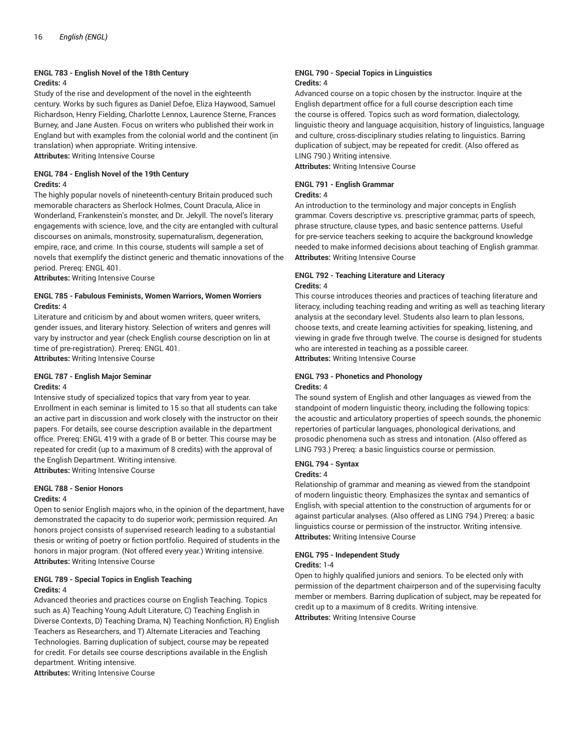### ENGL 783 - English Novel of the 18th Century

**Credits:** 4

Study of the rise and development of the novel in the eighteenth century. Works by such figures as Daniel Defoe, Eliza Haywood, Samuel Richardson, Henry Fielding, Charlotte Lennox, Laurence Sterne, Frances Burney, and Jane Austen. Focus on writers who published their work in England but with examples from the colonial world and the continent (in translation) when appropriate. Writing intensive.

**Attributes:** Writing Intensive Course

### ENGL 784 - English Novel of the 19th Century

**Credits:** 4

The highly popular novels of nineteenth-century Britain produced such memorable characters as Sherlock Holmes, Count Dracula, Alice in Wonderland, Frankenstein's monster, and Dr. Jekyll. The novel's literary engagements with science, love, and the city are entangled with cultural discourses on animals, monstrosity, supernaturalism, degeneration, empire, race, and crime. In this course, students will sample a set of novels that exemplify the distinct generic and thematic innovations of the period. Prereq: ENGL 401.

**Attributes:** Writing Intensive Course

### ENGL 785 - Fabulous Feminists, Women Warriors, Women Worriers

**Credits:** 4

Literature and criticism by and about women writers, queer writers, gender issues, and literary history. Selection of writers and genres will vary by instructor and year (check English course description on lin at time of pre-registration). Prereq: ENGL 401.

**Attributes:** Writing Intensive Course

### ENGL 787 - English Major Seminar

**Credits:** 4

Intensive study of specialized topics that vary from year to year. Enrollment in each seminar is limited to 15 so that all students can take an active part in discussion and work closely with the instructor on their papers. For details, see course description available in the department office. Prereq: ENGL 419 with a grade of B or better. This course may be repeated for credit (up to a maximum of 8 credits) with the approval of the English Department. Writing intensive.

**Attributes:** Writing Intensive Course

### ENGL 788 - Senior Honors

**Credits:** 4

Open to senior English majors who, in the opinion of the department, have demonstrated the capacity to do superior work; permission required. An honors project consists of supervised research leading to a substantial thesis or writing of poetry or fiction portfolio. Required of students in the honors in major program. (Not offered every year.) Writing intensive.

**Attributes:** Writing Intensive Course

### ENGL 789 - Special Topics in English Teaching

**Credits:** 4

Advanced theories and practices course on English Teaching. Topics such as A) Teaching Young Adult Literature, C) Teaching English in Diverse Contexts, D) Teaching Drama, N) Teaching Nonfiction, R) English Teachers as Researchers, and T) Alternate Literacies and Teaching Technologies. Barring duplication of subject, course may be repeated for credit. For details see course descriptions available in the English department. Writing intensive.

**Attributes:** Writing Intensive Course

### ENGL 790 - Special Topics in Linguistics

**Credits:** 4

Advanced course on a topic chosen by the instructor. Inquire at the English department office for a full course description each time the course is offered. Topics such as word formation, dialectology, linguistic theory and language acquisition, history of linguistics, language and culture, cross-disciplinary studies relating to linguistics. Barring duplication of subject, may be repeated for credit. (Also offered as LING 790.) Writing intensive.

**Attributes:** Writing Intensive Course

### ENGL 791 - English Grammar

**Credits:** 4

An introduction to the terminology and major concepts in English grammar. Covers descriptive vs. prescriptive grammar, parts of speech, phrase structure, clause types, and basic sentence patterns. Useful for pre-service teachers seeking to acquire the background knowledge needed to make informed decisions about teaching of English grammar.

**Attributes:** Writing Intensive Course

### ENGL 792 - Teaching Literature and Literacy

**Credits:** 4

This course introduces theories and practices of teaching literature and literacy, including teaching reading and writing as well as teaching literary analysis at the secondary level. Students also learn to plan lessons, choose texts, and create learning activities for speaking, listening, and viewing in grade five through twelve. The course is designed for students who are interested in teaching as a possible career.

**Attributes:** Writing Intensive Course

### ENGL 793 - Phonetics and Phonology

**Credits:** 4

The sound system of English and other languages as viewed from the standpoint of modern linguistic theory, including the following topics: the acoustic and articulatory properties of speech sounds, the phonemic repertories of particular languages, phonological derivations, and prosodic phenomena such as stress and intonation. (Also offered as LING 793.) Prereq: a basic linguistics course or permission.

### ENGL 794 - Syntax

**Credits:** 4

Relationship of grammar and meaning as viewed from the standpoint of modern linguistic theory. Emphasizes the syntax and semantics of English, with special attention to the construction of arguments for or against particular analyses. (Also offered as LING 794.) Prereq: a basic linguistics course or permission of the instructor. Writing intensive.

**Attributes:** Writing Intensive Course

### ENGL 795 - Independent Study

**Credits:** 1-4

Open to highly qualified juniors and seniors. To be elected only with permission of the department chairperson and of the supervising faculty member or members. Barring duplication of subject, may be repeated for credit up to a maximum of 8 credits. Writing intensive.

**Attributes:** Writing Intensive Course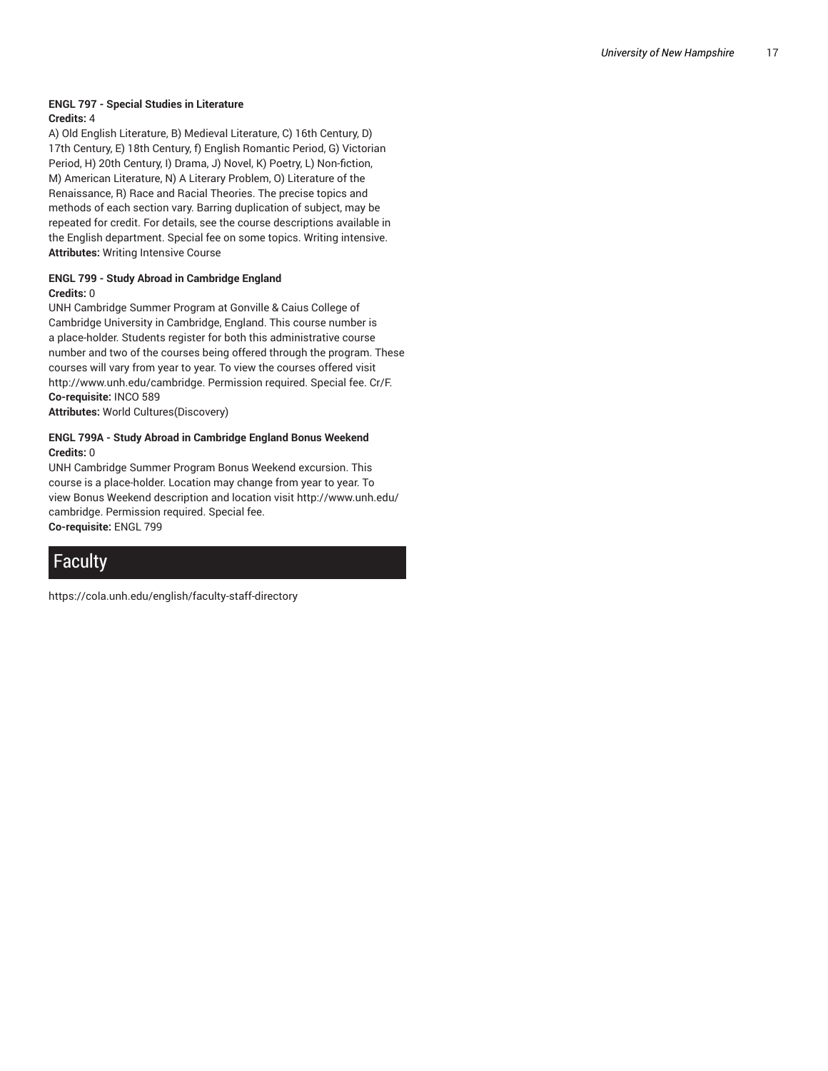#### ENGL 797 - Special Studies in Literature

**Credits:** 4

A) Old English Literature, B) Medieval Literature, C) 16th Century, D) 17th Century, E) 18th Century, f) English Romantic Period, G) Victorian Period, H) 20th Century, I) Drama, J) Novel, K) Poetry, L) Non-fiction, M) American Literature, N) A Literary Problem, O) Literature of the Renaissance, R) Race and Racial Theories. The precise topics and methods of each section vary. Barring duplication of subject, may be repeated for credit. For details, see the course descriptions available in the English department. Special fee on some topics. Writing intensive.
**Attributes:** Writing Intensive Course

#### ENGL 799 - Study Abroad in Cambridge England

**Credits:** 0

UNH Cambridge Summer Program at Gonville & Caius College of Cambridge University in Cambridge, England. This course number is a place-holder. Students register for both this administrative course number and two of the courses being offered through the program. These courses will vary from year to year. To view the courses offered visit http://www.unh.edu/cambridge. Permission required. Special fee. Cr/F.
**Co-requisite:** INCO 589
**Attributes:** World Cultures(Discovery)

#### ENGL 799A - Study Abroad in Cambridge England Bonus Weekend

**Credits:** 0

UNH Cambridge Summer Program Bonus Weekend excursion. This course is a place-holder. Location may change from year to year. To view Bonus Weekend description and location visit http://www.unh.edu/cambridge. Permission required. Special fee.
**Co-requisite:** ENGL 799

## Faculty

https://cola.unh.edu/english/faculty-staff-directory